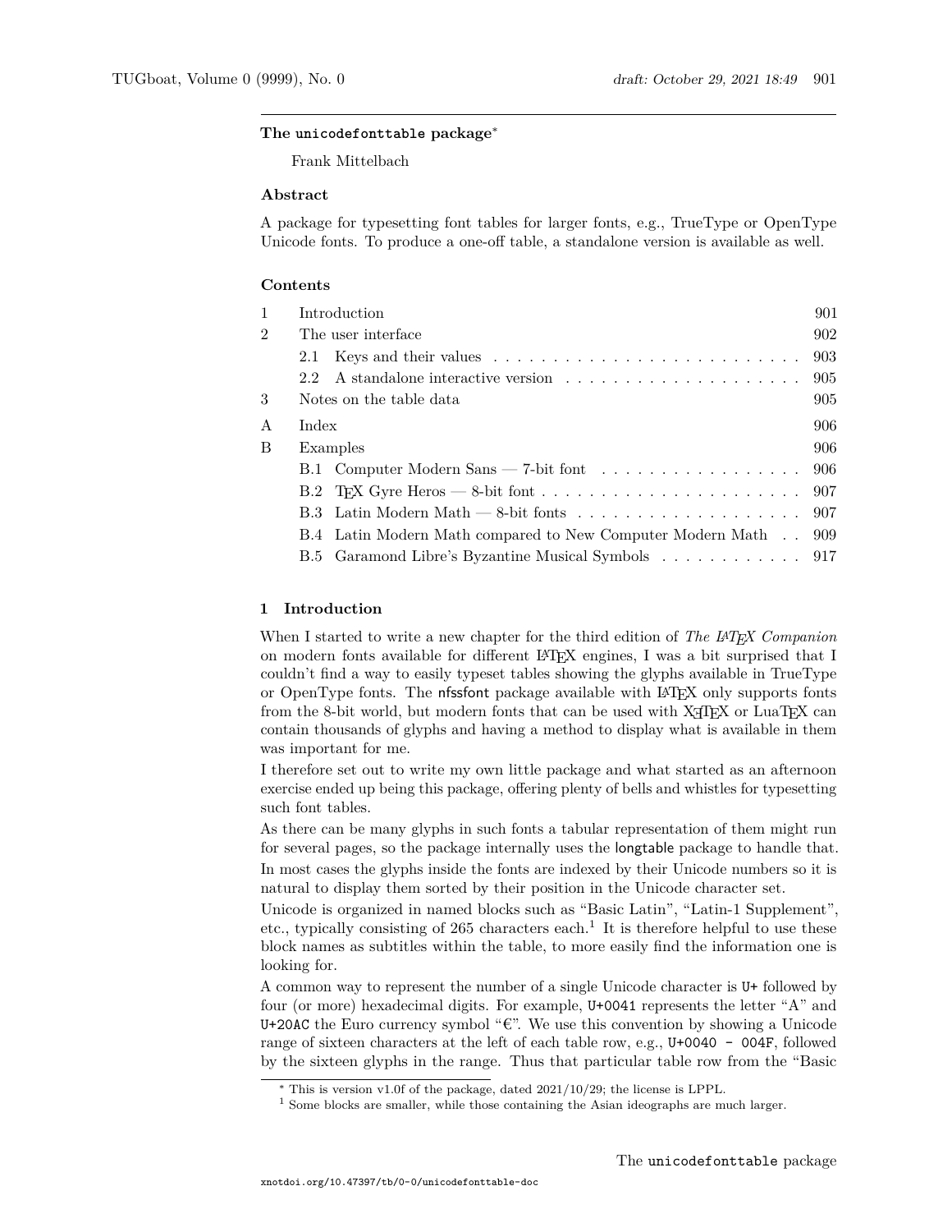# The `unicodefonttable` package*

Frank Mittelbach

## Abstract

A package for typesetting font tables for larger fonts, e.g., TrueType or OpenType Unicode fonts. To produce a one-off table, a standalone version is available as well.

## Contents

| | | |
|---|---|---|
| 1 | Introduction | 901 |
| 2 | The user interface | 902 |
| | 2.1 Keys and their values | 903 |
| | 2.2 A standalone interactive version | 905 |
| 3 | Notes on the table data | 905 |
| A | Index | 906 |
| B | Examples | 906 |
| | B.1 Computer Modern Sans — 7-bit font | 906 |
| | B.2 TeX Gyre Heros — 8-bit font | 907 |
| | B.3 Latin Modern Math — 8-bit fonts | 907 |
| | B.4 Latin Modern Math compared to New Computer Modern Math | 909 |
| | B.5 Garamond Libre's Byzantine Musical Symbols | 917 |

## 1 Introduction

When I started to write a new chapter for the third edition of *The LaTeX Companion* on modern fonts available for different LaTeX engines, I was a bit surprised that I couldn't find a way to easily typeset tables showing the glyphs available in TrueType or OpenType fonts. The nfssfont package available with LaTeX only supports fonts from the 8-bit world, but modern fonts that can be used with XeTeX or LuaTeX can contain thousands of glyphs and having a method to display what is available in them was important for me.

I therefore set out to write my own little package and what started as an afternoon exercise ended up being this package, offering plenty of bells and whistles for typesetting such font tables.

As there can be many glyphs in such fonts a tabular representation of them might run for several pages, so the package internally uses the longtable package to handle that.

In most cases the glyphs inside the fonts are indexed by their Unicode numbers so it is natural to display them sorted by their position in the Unicode character set.

Unicode is organized in named blocks such as "Basic Latin", "Latin-1 Supplement", etc., typically consisting of 265 characters each.[1] It is therefore helpful to use these block names as subtitles within the table, to more easily find the information one is looking for.

A common way to represent the number of a single Unicode character is `U+` followed by four (or more) hexadecimal digits. For example, `U+0041` represents the letter "A" and `U+20AC` the Euro currency symbol "€". We use this convention by showing a Unicode range of sixteen characters at the left of each table row, e.g., `U+0040 - 004F`, followed by the sixteen glyphs in the range. Thus that particular table row from the "Basic

---

* This is version v1.0f of the package, dated 2021/10/29; the license is LPPL.

[1] Some blocks are smaller, while those containing the Asian ideographs are much larger.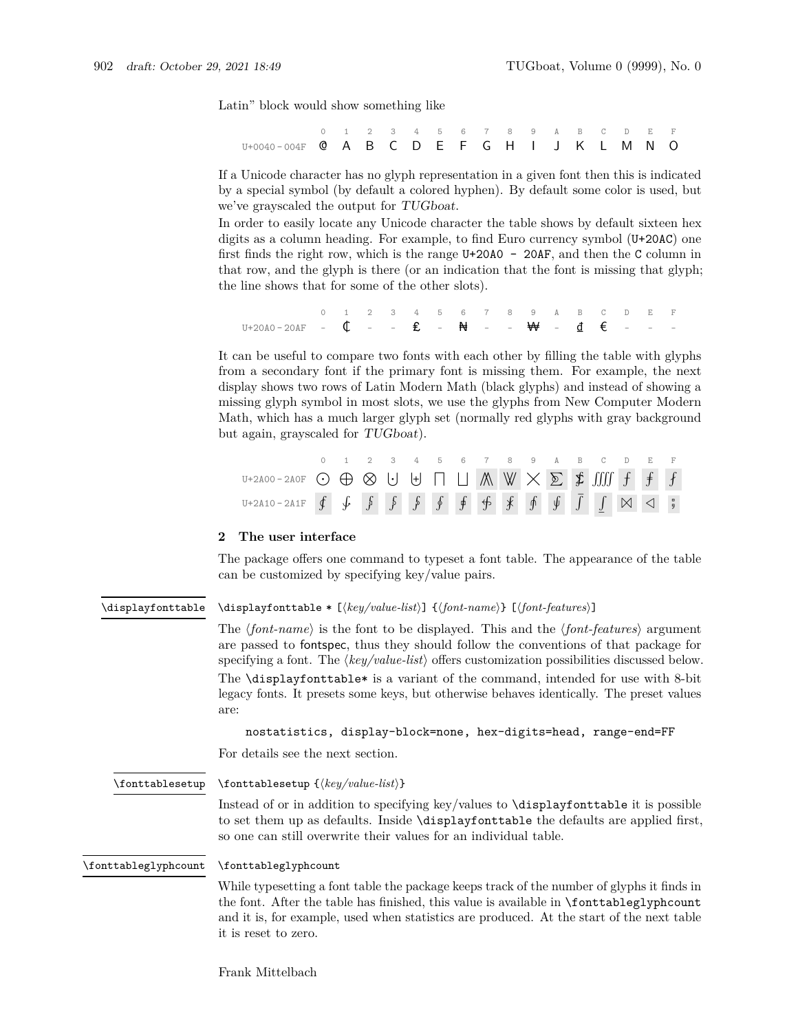Latin” block would show something like

| | 0 | 1 | 2 | 3 | 4 | 5 | 6 | 7 | 8 | 9 | A | B | C | D | E | F |
|---|---|---|---|---|---|---|---|---|---|---|---|---|---|---|---|---|
| U+0040 – 004F | @ | A | B | C | D | E | F | G | H | I | J | K | L | M | N | O |

If a Unicode character has no glyph representation in a given font then this is indicated by a special symbol (by default a colored hyphen). By default some color is used, but we’ve grayscaled the output for *TUGboat*.

In order to easily locate any Unicode character the table shows by default sixteen hex digits as a column heading. For example, to find Euro currency symbol (`U+20AC`) one first finds the right row, which is the range `U+20A0 - 20AF`, and then the `C` column in that row, and the glyph is there (or an indication that the font is missing that glyph; the line shows that for some of the other slots).

| | 0 | 1 | 2 | 3 | 4 | 5 | 6 | 7 | 8 | 9 | A | B | C | D | E | F |
|---|---|---|---|---|---|---|---|---|---|---|---|---|---|---|---|---|
| U+20A0 – 20AF | - | ₡ | - | - | ₤ | - | ₦ | - | - | ₩ | - | ₫ | € | - | - | - |

It can be useful to compare two fonts with each other by filling the table with glyphs from a secondary font if the primary font is missing them. For example, the next display shows two rows of Latin Modern Math (black glyphs) and instead of showing a missing glyph symbol in most slots, we use the glyphs from New Computer Modern Math, which has a much larger glyph set (normally red glyphs with gray background but again, grayscaled for *TUGboat*).

| | 0 | 1 | 2 | 3 | 4 | 5 | 6 | 7 | 8 | 9 | A | B | C | D | E | F |
|---|---|---|---|---|---|---|---|---|---|---|---|---|---|---|---|---|
| U+2A00 – 2A0F | ⨀ | ⨁ | ⨂ | ⨃ | ⨄ | ⨅ | ⨆ | ⨇ | ⨈ | ⨉ | ⨊ | ⨋ | ⨌ | ⨍ | ⨎ | ⨏ |
| U+2A10 – 2A1F | ⨐ | ⨑ | ⨒ | ⨓ | ⨔ | ⨕ | ⨖ | ⨗ | ⨘ | ⨙ | ⨚ | ⨛ | ⨜ | ⨝ | ⨞ | ⨟ |

## 2 The user interface

The package offers one command to typeset a font table. The appearance of the table can be customized by specifying key/value pairs.

**\displayfonttable**

`\displayfonttable * [`⟨*key/value-list*⟩`] {`⟨*font-name*⟩`} [`⟨*font-features*⟩`]`

The ⟨*font-name*⟩ is the font to be displayed. This and the ⟨*font-features*⟩ argument are passed to fontspec, thus they should follow the conventions of that package for specifying a font. The ⟨*key/value-list*⟩ offers customization possibilities discussed below.

The `\displayfonttable*` is a variant of the command, intended for use with 8-bit legacy fonts. It presets some keys, but otherwise behaves identically. The preset values are:

```
nostatistics, display-block=none, hex-digits=head, range-end=FF
```

For details see the next section.

**\fonttablesetup**

`\fonttablesetup {`⟨*key/value-list*⟩`}`

Instead of or in addition to specifying key/values to `\displayfonttable` it is possible to set them up as defaults. Inside `\displayfonttable` the defaults are applied first, so one can still overwrite their values for an individual table.

**\fonttableglyphcount**

`\fonttableglyphcount`

While typesetting a font table the package keeps track of the number of glyphs it finds in the font. After the table has finished, this value is available in `\fonttableglyphcount` and it is, for example, used when statistics are produced. At the start of the next table it is reset to zero.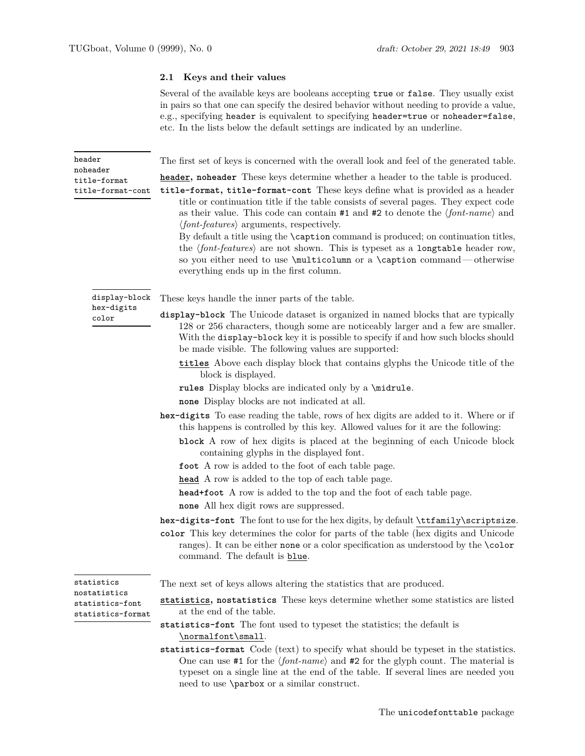### 2.1 Keys and their values

Several of the available keys are booleans accepting `true` or `false`. They usually exist in pairs so that one can specify the desired behavior without needing to provide a value, e.g., specifying `header` is equivalent to specifying `header=true` or `noheader=false`, etc. In the lists below the default settings are indicated by an underline.

`header` `noheader` `title-format` `title-format-cont`

The first set of keys is concerned with the overall look and feel of the generated table.

**header, noheader** These keys determine whether a header to the table is produced.

**title-format, title-format-cont** These keys define what is provided as a header title or continuation title if the table consists of several pages. They expect code as their value. This code can contain `#1` and `#2` to denote the ⟨*font-name*⟩ and ⟨*font-features*⟩ arguments, respectively.
By default a title using the `\caption` command is produced; on continuation titles, the ⟨*font-features*⟩ are not shown. This is typeset as a `longtable` header row, so you either need to use `\multicolumn` or a `\caption` command — otherwise everything ends up in the first column.

`display-block` `hex-digits` `color`

These keys handle the inner parts of the table.

**display-block** The Unicode dataset is organized in named blocks that are typically 128 or 256 characters, though some are noticeably larger and a few are smaller. With the `display-block` key it is possible to specify if and how such blocks should be made visible. The following values are supported:

- **titles** Above each display block that contains glyphs the Unicode title of the block is displayed.
- **rules** Display blocks are indicated only by a `\midrule`.
- **none** Display blocks are not indicated at all.

**hex-digits** To ease reading the table, rows of hex digits are added to it. Where or if this happens is controlled by this key. Allowed values for it are the following:

- **block** A row of hex digits is placed at the beginning of each Unicode block containing glyphs in the displayed font.
- **foot** A row is added to the foot of each table page.
- **head** A row is added to the top of each table page.
- **head+foot** A row is added to the top and the foot of each table page.
- **none** All hex digit rows are suppressed.

**hex-digits-font** The font to use for the hex digits, by default `\ttfamily\scriptsize`.

**color** This key determines the color for parts of the table (hex digits and Unicode ranges). It can be either `none` or a color specification as understood by the `\color` command. The default is `blue`.

`statistics` `nostatistics` `statistics-font` `statistics-format`

The next set of keys allows altering the statistics that are produced.

**statistics, nostatistics** These keys determine whether some statistics are listed at the end of the table.

**statistics-font** The font used to typeset the statistics; the default is `\normalfont\small`.

**statistics-format** Code (text) to specify what should be typeset in the statistics. One can use `#1` for the ⟨*font-name*⟩ and `#2` for the glyph count. The material is typeset on a single line at the end of the table. If several lines are needed you need to use `\parbox` or a similar construct.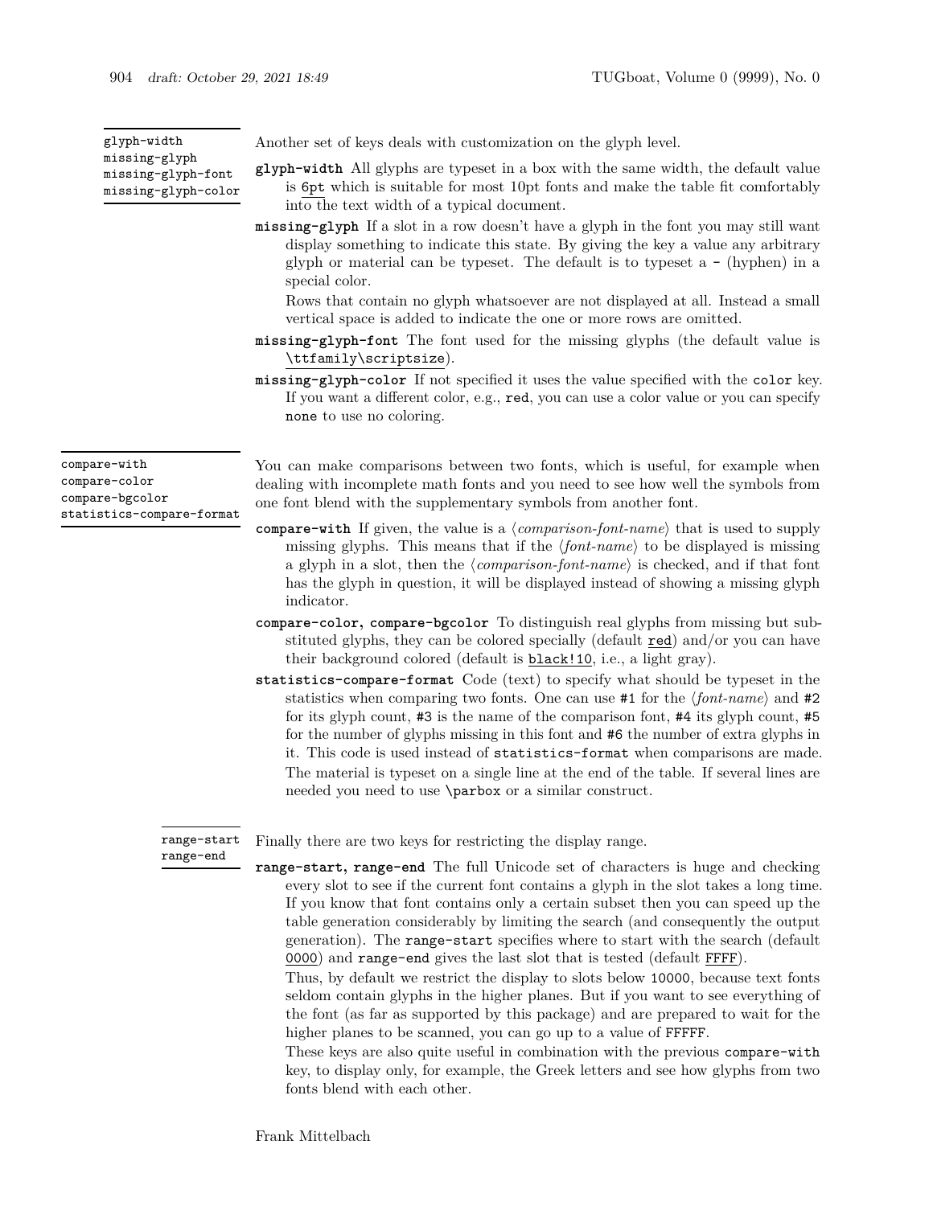`glyph-width`
`missing-glyph`
`missing-glyph-font`
`missing-glyph-color`

Another set of keys deals with customization on the glyph level.

**`glyph-width`** All glyphs are typeset in a box with the same width, the default value is `6pt` which is suitable for most 10pt fonts and make the table fit comfortably into the text width of a typical document.

**`missing-glyph`** If a slot in a row doesn't have a glyph in the font you may still want display something to indicate this state. By giving the key a value any arbitrary glyph or material can be typeset. The default is to typeset a `-` (hyphen) in a special color.

Rows that contain no glyph whatsoever are not displayed at all. Instead a small vertical space is added to indicate the one or more rows are omitted.

**`missing-glyph-font`** The font used for the missing glyphs (the default value is `\ttfamily\scriptsize`).

**`missing-glyph-color`** If not specified it uses the value specified with the `color` key. If you want a different color, e.g., `red`, you can use a color value or you can specify `none` to use no coloring.

`compare-with`
`compare-color`
`compare-bgcolor`
`statistics-compare-format`

You can make comparisons between two fonts, which is useful, for example when dealing with incomplete math fonts and you need to see how well the symbols from one font blend with the supplementary symbols from another font.

**`compare-with`** If given, the value is a ⟨*comparison-font-name*⟩ that is used to supply missing glyphs. This means that if the ⟨*font-name*⟩ to be displayed is missing a glyph in a slot, then the ⟨*comparison-font-name*⟩ is checked, and if that font has the glyph in question, it will be displayed instead of showing a missing glyph indicator.

**`compare-color`, `compare-bgcolor`** To distinguish real glyphs from missing but substituted glyphs, they can be colored specially (default `red`) and/or you can have their background colored (default is `black!10`, i.e., a light gray).

**`statistics-compare-format`** Code (text) to specify what should be typeset in the statistics when comparing two fonts. One can use `#1` for the ⟨*font-name*⟩ and `#2` for its glyph count, `#3` is the name of the comparison font, `#4` its glyph count, `#5` for the number of glyphs missing in this font and `#6` the number of extra glyphs in it. This code is used instead of `statistics-format` when comparisons are made. The material is typeset on a single line at the end of the table. If several lines are needed you need to use `\parbox` or a similar construct.

`range-start`
`range-end`

Finally there are two keys for restricting the display range.

**`range-start`, `range-end`** The full Unicode set of characters is huge and checking every slot to see if the current font contains a glyph in the slot takes a long time. If you know that font contains only a certain subset then you can speed up the table generation considerably by limiting the search (and consequently the output generation). The `range-start` specifies where to start with the search (default `0000`) and `range-end` gives the last slot that is tested (default `FFFF`).

Thus, by default we restrict the display to slots below `10000`, because text fonts seldom contain glyphs in the higher planes. But if you want to see everything of the font (as far as supported by this package) and are prepared to wait for the higher planes to be scanned, you can go up to a value of `FFFFF`.

These keys are also quite useful in combination with the previous `compare-with` key, to display only, for example, the Greek letters and see how glyphs from two fonts blend with each other.

Frank Mittelbach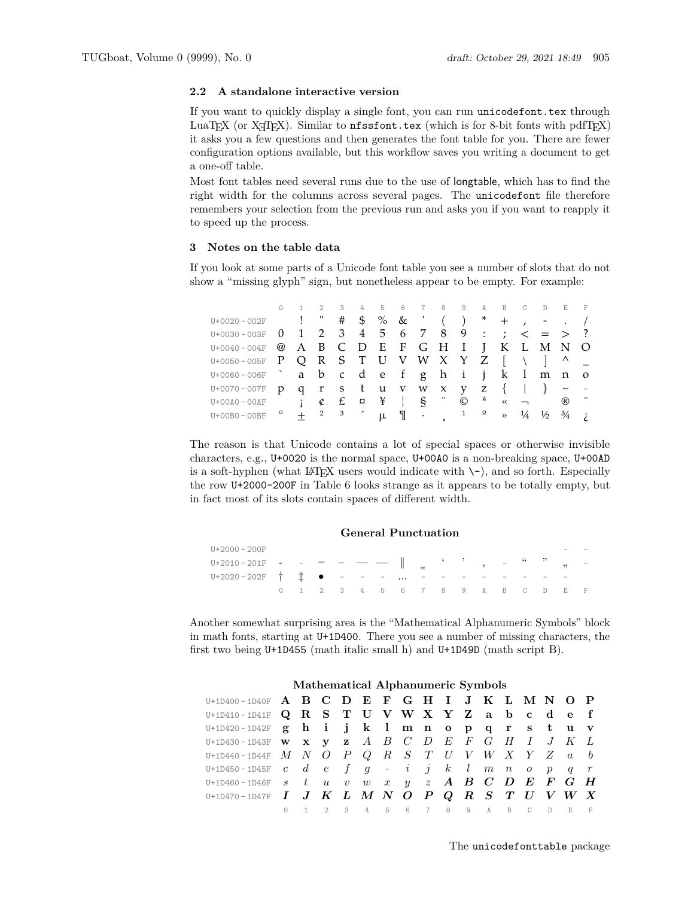### 2.2 A standalone interactive version

If you want to quickly display a single font, you can run `unicodefont.tex` through LuaTEX (or XƎTEX). Similar to `nfssfont.tex` (which is for 8-bit fonts with pdfTEX) it asks you a few questions and then generates the font table for you. There are fewer configuration options available, but this workflow saves you writing a document to get a one-off table.

Most font tables need several runs due to the use of longtable, which has to find the right width for the columns across several pages. The `unicodefont` file therefore remembers your selection from the previous run and asks you if you want to reapply it to speed up the process.

## 3 Notes on the table data

If you look at some parts of a Unicode font table you see a number of slots that do not show a "missing glyph" sign, but nonetheless appear to be empty. For example:

| | 0 | 1 | 2 | 3 | 4 | 5 | 6 | 7 | 8 | 9 | A | B | C | D | E | F |
|---|---|---|---|---|---|---|---|---|---|---|---|---|---|---|---|---|
| U+0020 – 002F | | ! | " | # | $ | % | & | ' | ( | ) | * | + | , | - | . | / |
| U+0030 – 003F | 0 | 1 | 2 | 3 | 4 | 5 | 6 | 7 | 8 | 9 | : | ; | < | = | > | ? |
| U+0040 – 004F | @ | A | B | C | D | E | F | G | H | I | J | K | L | M | N | O |
| U+0050 – 005F | P | Q | R | S | T | U | V | W | X | Y | Z | [ | \ | ] | ^ | _ |
| U+0060 – 006F | ` | a | b | c | d | e | f | g | h | i | j | k | l | m | n | o |
| U+0070 – 007F | p | q | r | s | t | u | v | w | x | y | z | { | \| | } | ~ | - |
| U+00A0 – 00AF | | ¡ | ¢ | £ | ¤ | ¥ | ¦ | § | ¨ | © | ª | « | ¬ | | ® | ¯ |
| U+00B0 – 00BF | ° | ± | ² | ³ | ´ | µ | ¶ | · | ¸ | ¹ | º | » | ¼ | ½ | ¾ | ¿ |

The reason is that Unicode contains a lot of special spaces or otherwise invisible characters, e.g., `U+0020` is the normal space, `U+00A0` is a non-breaking space, `U+00AD` is a soft-hyphen (what LATEX users would indicate with `\-`), and so forth. Especially the row `U+2000-200F` in Table 6 looks strange as it appears to be totally empty, but in fact most of its slots contain spaces of different width.

**General Punctuation**

| | 0 | 1 | 2 | 3 | 4 | 5 | 6 | 7 | 8 | 9 | A | B | C | D | E | F |
|---|---|---|---|---|---|---|---|---|---|---|---|---|---|---|---|---|
| U+2000 – 200F | | | | | | | | | | | | | | | - | - |
| U+2010 – 201F | - | - | – | – | — | — | ‖ | ‗ | ‘ | ’ | ‚ | ‛ | “ | ” | „ | ‟ |
| U+2020 – 202F | † | ‡ | • | - | - | - | … | - | - | - | - | - | - | - | - | |

Another somewhat surprising area is the "Mathematical Alphanumeric Symbols" block in math fonts, starting at `U+1D400`. There you see a number of missing characters, the first two being `U+1D455` (math italic small h) and `U+1D49D` (math script B).

**Mathematical Alphanumeric Symbols**

| | 0 | 1 | 2 | 3 | 4 | 5 | 6 | 7 | 8 | 9 | A | B | C | D | E | F |
|---|---|---|---|---|---|---|---|---|---|---|---|---|---|---|---|---|
| U+1D400 – 1D40F | **A** | **B** | **C** | **D** | **E** | **F** | **G** | **H** | **I** | **J** | **K** | **L** | **M** | **N** | **O** | **P** |
| U+1D410 – 1D41F | **Q** | **R** | **S** | **T** | **U** | **V** | **W** | **X** | **Y** | **Z** | **a** | **b** | **c** | **d** | **e** | **f** |
| U+1D420 – 1D42F | **g** | **h** | **i** | **j** | **k** | **l** | **m** | **n** | **o** | **p** | **q** | **r** | **s** | **t** | **u** | **v** |
| U+1D430 – 1D43F | **w** | **x** | **y** | **z** | *A* | *B* | *C* | *D* | *E* | *F* | *G* | *H* | *I* | *J* | *K* | *L* |
| U+1D440 – 1D44F | *M* | *N* | *O* | *P* | *Q* | *R* | *S* | *T* | *U* | *V* | *W* | *X* | *Y* | *Z* | *a* | *b* |
| U+1D450 – 1D45F | *c* | *d* | *e* | *f* | *g* | - | *i* | *j* | *k* | *l* | *m* | *n* | *o* | *p* | *q* | *r* |
| U+1D460 – 1D46F | *s* | *t* | *u* | *v* | *w* | *x* | *y* | *z* | ***A*** | ***B*** | ***C*** | ***D*** | ***E*** | ***F*** | ***G*** | ***H*** |
| U+1D470 – 1D47F | ***I*** | ***J*** | ***K*** | ***L*** | ***M*** | ***N*** | ***O*** | ***P*** | ***Q*** | ***R*** | ***S*** | ***T*** | ***U*** | ***V*** | ***W*** | ***X*** |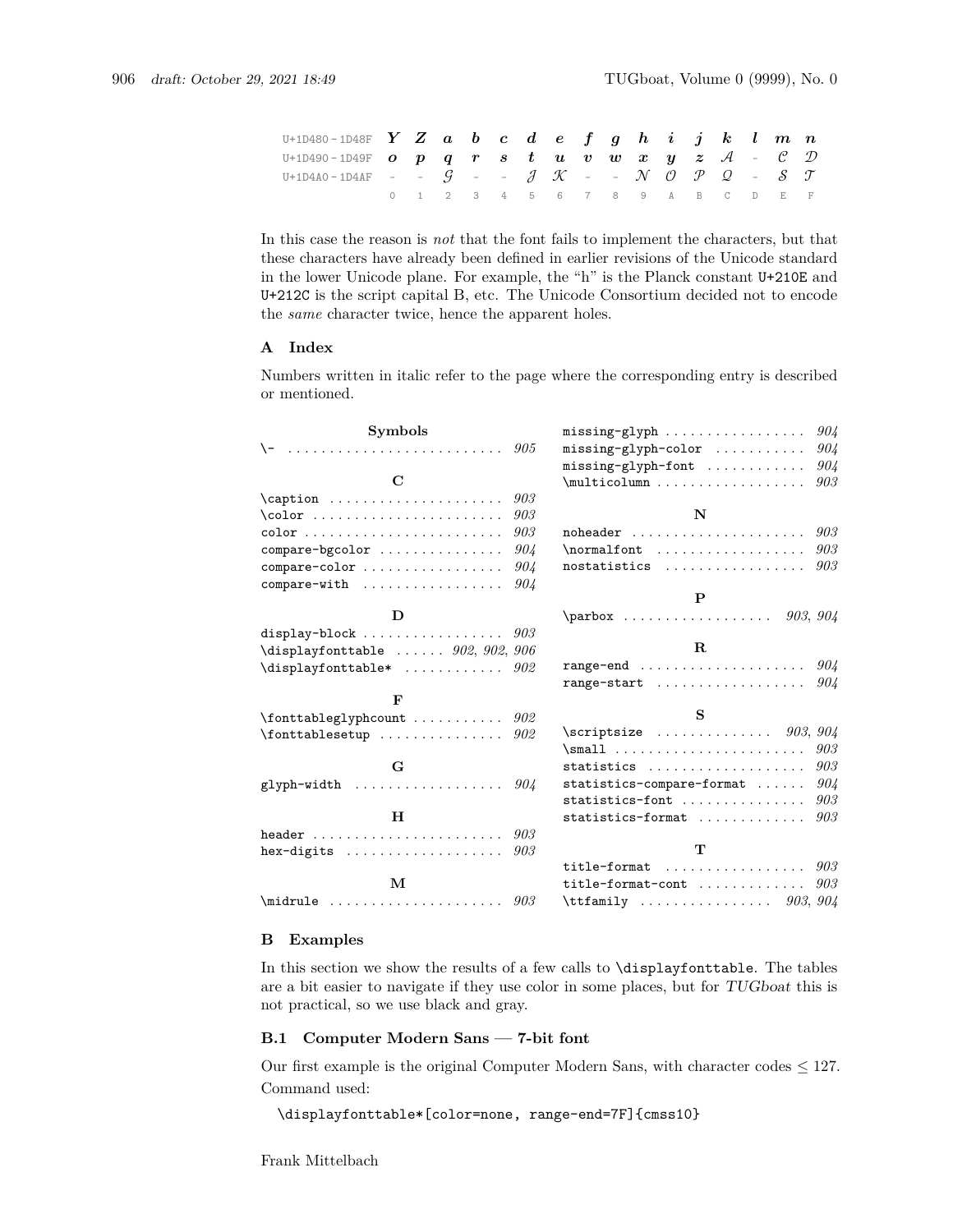| | 0 | 1 | 2 | 3 | 4 | 5 | 6 | 7 | 8 | 9 | A | B | C | D | E | F |
|---|---|---|---|---|---|---|---|---|---|---|---|---|---|---|---|---|
| U+1D480 - 1D48F | $\boldsymbol{Y}$ | $\boldsymbol{Z}$ | $\boldsymbol{a}$ | $\boldsymbol{b}$ | $\boldsymbol{c}$ | $\boldsymbol{d}$ | $\boldsymbol{e}$ | $\boldsymbol{f}$ | $\boldsymbol{g}$ | $\boldsymbol{h}$ | $\boldsymbol{i}$ | $\boldsymbol{j}$ | $\boldsymbol{k}$ | $\boldsymbol{l}$ | $\boldsymbol{m}$ | $\boldsymbol{n}$ |
| U+1D490 - 1D49F | $\boldsymbol{o}$ | $\boldsymbol{p}$ | $\boldsymbol{q}$ | $\boldsymbol{r}$ | $\boldsymbol{s}$ | $\boldsymbol{t}$ | $\boldsymbol{u}$ | $\boldsymbol{v}$ | $\boldsymbol{w}$ | $\boldsymbol{x}$ | $\boldsymbol{y}$ | $\boldsymbol{z}$ | $\mathcal{A}$ | - | $\mathcal{C}$ | $\mathcal{D}$ |
| U+1D4A0 - 1D4AF | - | - | $\mathcal{G}$ | - | - | $\mathcal{J}$ | $\mathcal{K}$ | - | - | $\mathcal{N}$ | $\mathcal{O}$ | $\mathcal{P}$ | $\mathcal{Q}$ | - | $\mathcal{S}$ | $\mathcal{T}$ |

In this case the reason is *not* that the font fails to implement the characters, but that these characters have already been defined in earlier revisions of the Unicode standard in the lower Unicode plane. For example, the "h" is the Planck constant `U+210E` and `U+212C` is the script capital B, etc. The Unicode Consortium decided not to encode the *same* character twice, hence the apparent holes.

## A Index

Numbers written in italic refer to the page where the corresponding entry is described or mentioned.

**Symbols**

- `\-` ........ *905*

**C**

- `\caption` ........ *903*
- `\color` ........ *903*
- `color` ........ *903*
- `compare-bgcolor` ........ *904*
- `compare-color` ........ *904*
- `compare-with` ........ *904*

**D**

- `display-block` ........ *903*
- `\displayfonttable` ........ *902*, *902*, *906*
- `\displayfonttable*` ........ *902*

**F**

- `\fonttableglyphcount` ........ *902*
- `\fonttablesetup` ........ *902*

**G**

- `glyph-width` ........ *904*

**H**

- `header` ........ *903*
- `hex-digits` ........ *903*

**M**

- `\midrule` ........ *903*
- `missing-glyph` ........ *904*
- `missing-glyph-color` ........ *904*
- `missing-glyph-font` ........ *904*
- `\multicolumn` ........ *903*

**N**

- `noheader` ........ *903*
- `\normalfont` ........ *903*
- `nostatistics` ........ *903*

**P**

- `\parbox` ........ *903*, *904*

**R**

- `range-end` ........ *904*
- `range-start` ........ *904*

**S**

- `\scriptsize` ........ *903*, *904*
- `\small` ........ *903*
- `statistics` ........ *903*
- `statistics-compare-format` ........ *904*
- `statistics-font` ........ *903*
- `statistics-format` ........ *903*

**T**

- `title-format` ........ *903*
- `title-format-cont` ........ *903*
- `\ttfamily` ........ *903*, *904*

## B Examples

In this section we show the results of a few calls to `\displayfonttable`. The tables are a bit easier to navigate if they use color in some places, but for *TUGboat* this is not practical, so we use black and gray.

### B.1 Computer Modern Sans — 7-bit font

Our first example is the original Computer Modern Sans, with character codes $\leq 127$. Command used:

```
\displayfonttable*[color=none, range-end=7F]{cmss10}
```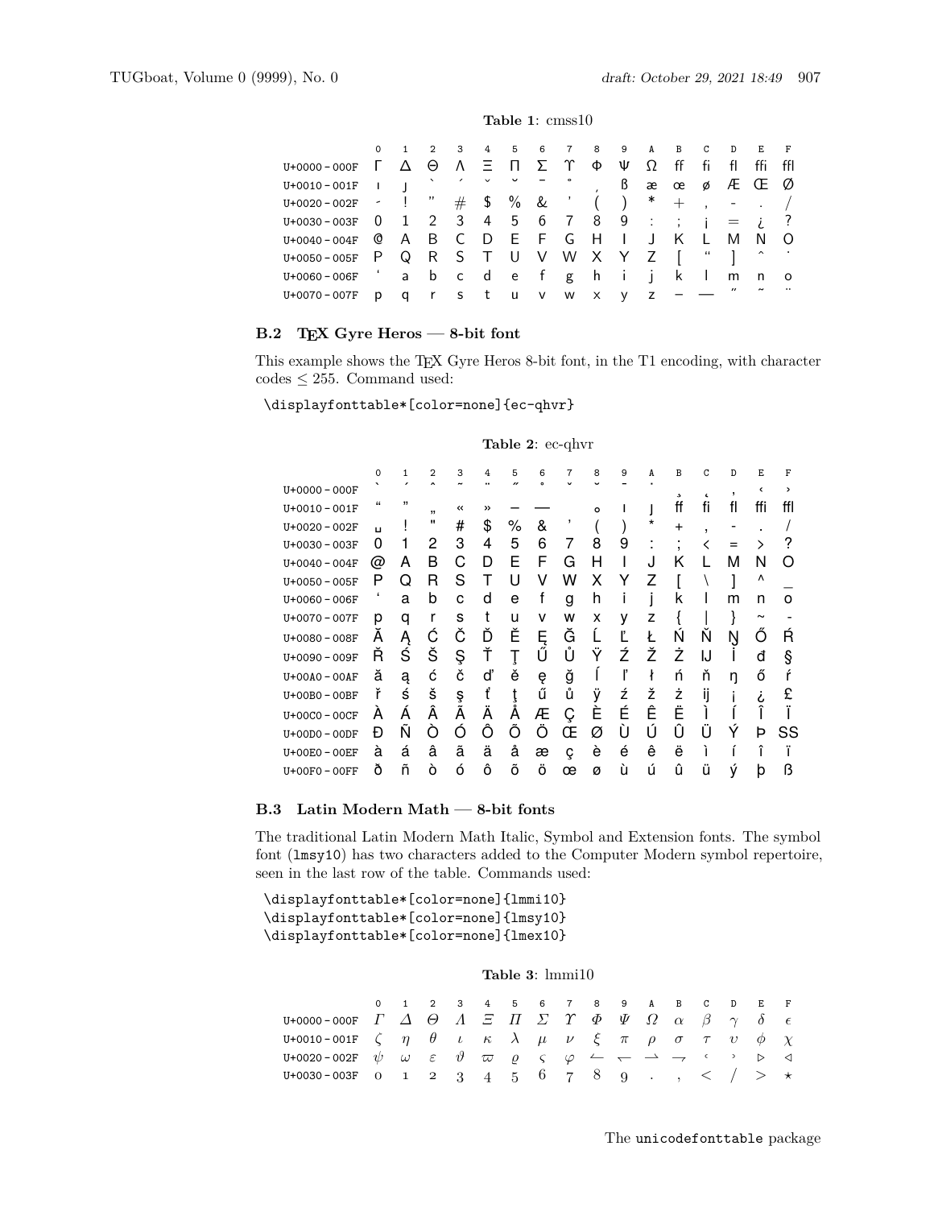**Table 1**: cmss10

| | 0 | 1 | 2 | 3 | 4 | 5 | 6 | 7 | 8 | 9 | A | B | C | D | E | F |
|---|---|---|---|---|---|---|---|---|---|---|---|---|---|---|---|---|
| U+0000 - 000F | Γ | Δ | Θ | Λ | Ξ | Π | Σ | Υ | Φ | Ψ | Ω | ff | fi | fl | ffi | ffl |
| U+0010 - 001F | ı | ȷ | ` | ´ | ˇ | ˘ | ¯ | ˚ | ¸ | ß | æ | œ | ø | Æ | Œ | Ø |
| U+0020 - 002F | - | ! | " | # | $ | % | & | ' | ( | ) | * | + | , | - | . | / |
| U+0030 - 003F | 0 | 1 | 2 | 3 | 4 | 5 | 6 | 7 | 8 | 9 | : | ; | ¡ | = | ¿ | ? |
| U+0040 - 004F | @ | A | B | C | D | E | F | G | H | I | J | K | L | M | N | O |
| U+0050 - 005F | P | Q | R | S | T | U | V | W | X | Y | Z | [ | " | ] | ˆ | ˙ |
| U+0060 - 006F | ' | a | b | c | d | e | f | g | h | i | j | k | l | m | n | o |
| U+0070 - 007F | p | q | r | s | t | u | v | w | x | y | z | – | — | ˝ | ˜ | ¨ |

## B.2 TEX Gyre Heros — 8-bit font

This example shows the TEX Gyre Heros 8-bit font, in the T1 encoding, with character codes ≤ 255. Command used:

```
\displayfonttable*[color=none]{ec-qhvr}
```

**Table 2**: ec-qhvr

| | 0 | 1 | 2 | 3 | 4 | 5 | 6 | 7 | 8 | 9 | A | B | C | D | E | F |
|---|---|---|---|---|---|---|---|---|---|---|---|---|---|---|---|---|
| U+0000 - 000F | ` | ´ | ˆ | ˜ | ¨ | ˝ | ˚ | ˇ | ˘ | ¯ | ˙ | ¸ | ˛ | ‚ | ‹ | › |
| U+0010 - 001F | “ | ” | „ | « | » | – | — | | ∘ | ı | ȷ | ff | fi | fl | ffi | ffl |
| U+0020 - 002F | ␣ | ! | " | # | $ | % | & | ' | ( | ) | * | + | , | - | . | / |
| U+0030 - 003F | 0 | 1 | 2 | 3 | 4 | 5 | 6 | 7 | 8 | 9 | : | ; | < | = | > | ? |
| U+0040 - 004F | @ | A | B | C | D | E | F | G | H | I | J | K | L | M | N | O |
| U+0050 - 005F | P | Q | R | S | T | U | V | W | X | Y | Z | [ | \ | ] | ^ | _ |
| U+0060 - 006F | ' | a | b | c | d | e | f | g | h | i | j | k | l | m | n | o |
| U+0070 - 007F | p | q | r | s | t | u | v | w | x | y | z | { | \| | } | ~ | - |
| U+0080 - 008F | Ă | Ą | Ć | Č | Ď | Ě | Ę | Ğ | Ĺ | Ľ | Ł | Ń | Ň | Ŋ | Ő | Ŕ |
| U+0090 - 009F | Ř | Ś | Š | Ş | Ť | Ţ | Ű | Ů | Ÿ | Ź | Ž | Ż | Ĳ | İ | đ | § |
| U+00A0 - 00AF | ă | ą | ć | č | ď | ě | ę | ğ | ĺ | ľ | ł | ń | ň | ŋ | ő | ŕ |
| U+00B0 - 00BF | ř | ś | š | ş | ť | ţ | ű | ů | ÿ | ź | ž | ż | ĳ | ¡ | ¿ | £ |
| U+00C0 - 00CF | À | Á | Â | Ã | Ä | Å | Æ | Ç | È | É | Ê | Ë | Ì | Í | Î | Ï |
| U+00D0 - 00DF | Đ | Ñ | Ò | Ó | Ô | Õ | Ö | Œ | Ø | Ù | Ú | Û | Ü | Ý | Þ | SS |
| U+00E0 - 00EF | à | á | â | ã | ä | å | æ | ç | è | é | ê | ë | ì | í | î | ï |
| U+00F0 - 00FF | ð | ñ | ò | ó | ô | õ | ö | œ | ø | ù | ú | û | ü | ý | þ | ß |

## B.3 Latin Modern Math — 8-bit fonts

The traditional Latin Modern Math Italic, Symbol and Extension fonts. The symbol font (lmsy10) has two characters added to the Computer Modern symbol repertoire, seen in the last row of the table. Commands used:

```
\displayfonttable*[color=none]{lmmi10}
\displayfonttable*[color=none]{lmsy10}
\displayfonttable*[color=none]{lmex10}
```

**Table 3**: lmmi10

| | 0 | 1 | 2 | 3 | 4 | 5 | 6 | 7 | 8 | 9 | A | B | C | D | E | F |
|---|---|---|---|---|---|---|---|---|---|---|---|---|---|---|---|---|
| U+0000 - 000F | $\mathit{\Gamma}$ | $\mathit{\Delta}$ | $\mathit{\Theta}$ | $\mathit{\Lambda}$ | $\mathit{\Xi}$ | $\mathit{\Pi}$ | $\mathit{\Sigma}$ | $\mathit{\Upsilon}$ | $\mathit{\Phi}$ | $\mathit{\Psi}$ | $\mathit{\Omega}$ | $\alpha$ | $\beta$ | $\gamma$ | $\delta$ | $\epsilon$ |
| U+0010 - 001F | $\zeta$ | $\eta$ | $\theta$ | $\iota$ | $\kappa$ | $\lambda$ | $\mu$ | $\nu$ | $\xi$ | $\pi$ | $\rho$ | $\sigma$ | $\tau$ | $\upsilon$ | $\phi$ | $\chi$ |
| U+0020 - 002F | $\psi$ | $\omega$ | $\varepsilon$ | $\vartheta$ | $\varpi$ | $\varrho$ | $\varsigma$ | $\varphi$ | $\leftharpoonup$ | $\leftharpoondown$ | $\rightharpoonup$ | $\rightharpoondown$ | ‘ | ’ | $\triangleright$ | $\triangleleft$ |
| U+0030 - 003F | 0 | 1 | 2 | 3 | 4 | 5 | 6 | 7 | 8 | 9 | . | , | < | / | > | $\star$ |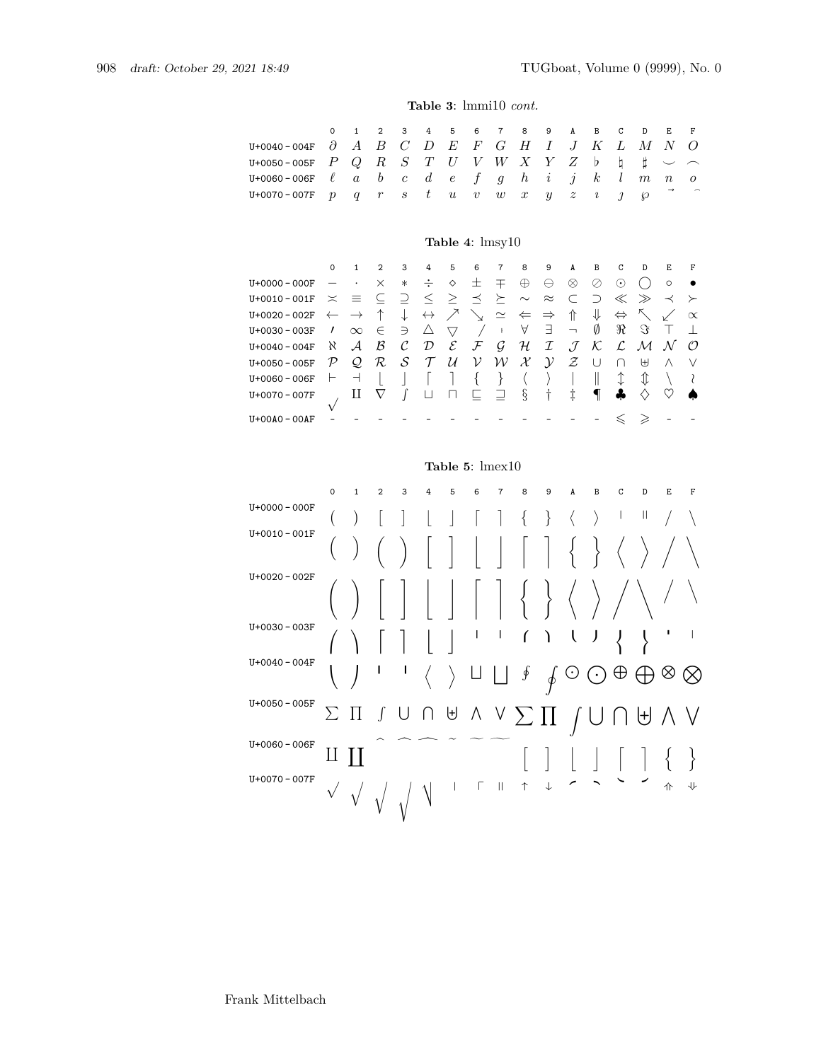**Table 3**: lmmi10 *cont.*

| | 0 | 1 | 2 | 3 | 4 | 5 | 6 | 7 | 8 | 9 | A | B | C | D | E | F |
|---|---|---|---|---|---|---|---|---|---|---|---|---|---|---|---|---|
| U+0040 – 004F | $\partial$ | $A$ | $B$ | $C$ | $D$ | $E$ | $F$ | $G$ | $H$ | $I$ | $J$ | $K$ | $L$ | $M$ | $N$ | $O$ |
| U+0050 – 005F | $P$ | $Q$ | $R$ | $S$ | $T$ | $U$ | $V$ | $W$ | $X$ | $Y$ | $Z$ | $\flat$ | $\natural$ | $\sharp$ | $\smile$ | $\frown$ |
| U+0060 – 006F | $\ell$ | $a$ | $b$ | $c$ | $d$ | $e$ | $f$ | $g$ | $h$ | $i$ | $j$ | $k$ | $l$ | $m$ | $n$ | $o$ |
| U+0070 – 007F | $p$ | $q$ | $r$ | $s$ | $t$ | $u$ | $v$ | $w$ | $x$ | $y$ | $z$ | $\imath$ | $\jmath$ | $\wp$ | $\vec{}$ | $\frown$ |

**Table 4**: lmsy10

| | 0 | 1 | 2 | 3 | 4 | 5 | 6 | 7 | 8 | 9 | A | B | C | D | E | F |
|---|---|---|---|---|---|---|---|---|---|---|---|---|---|---|---|---|
| U+0000 – 000F | $-$ | $\cdot$ | $\times$ | $\ast$ | $\div$ | $\diamond$ | $\pm$ | $\mp$ | $\oplus$ | $\ominus$ | $\otimes$ | $\oslash$ | $\odot$ | $\bigcirc$ | $\circ$ | $\bullet$ |
| U+0010 – 001F | $\asymp$ | $\equiv$ | $\subseteq$ | $\supseteq$ | $\leq$ | $\geq$ | $\preceq$ | $\succeq$ | $\sim$ | $\approx$ | $\subset$ | $\supset$ | $\ll$ | $\gg$ | $\prec$ | $\succ$ |
| U+0020 – 002F | $\leftarrow$ | $\rightarrow$ | $\uparrow$ | $\downarrow$ | $\leftrightarrow$ | $\nearrow$ | $\searrow$ | $\simeq$ | $\Leftarrow$ | $\Rightarrow$ | $\Uparrow$ | $\Downarrow$ | $\Leftrightarrow$ | $\nwarrow$ | $\swarrow$ | $\propto$ |
| U+0030 – 003F | $\prime$ | $\infty$ | $\in$ | $\ni$ | $\triangle$ | $\triangledown$ | $/$ | $\shortmid$ | $\forall$ | $\exists$ | $\neg$ | $\emptyset$ | $\Re$ | $\Im$ | $\top$ | $\bot$ |
| U+0040 – 004F | $\aleph$ | $\mathcal{A}$ | $\mathcal{B}$ | $\mathcal{C}$ | $\mathcal{D}$ | $\mathcal{E}$ | $\mathcal{F}$ | $\mathcal{G}$ | $\mathcal{H}$ | $\mathcal{I}$ | $\mathcal{J}$ | $\mathcal{K}$ | $\mathcal{L}$ | $\mathcal{M}$ | $\mathcal{N}$ | $\mathcal{O}$ |
| U+0050 – 005F | $\mathcal{P}$ | $\mathcal{Q}$ | $\mathcal{R}$ | $\mathcal{S}$ | $\mathcal{T}$ | $\mathcal{U}$ | $\mathcal{V}$ | $\mathcal{W}$ | $\mathcal{X}$ | $\mathcal{Y}$ | $\mathcal{Z}$ | $\cup$ | $\cap$ | $\uplus$ | $\wedge$ | $\vee$ |
| U+0060 – 006F | $\vdash$ | $\dashv$ | $\lfloor$ | $\rfloor$ | $\lceil$ | $\rceil$ | $\{$ | $\}$ | $\langle$ | $\rangle$ | $\vert$ | $\Vert$ | $\updownarrow$ | $\Updownarrow$ | $\backslash$ | $\wr$ |
| U+0070 – 007F | $\surd$ | $\amalg$ | $\nabla$ | $\smallint$ | $\sqcup$ | $\sqcap$ | $\sqsubseteq$ | $\sqsupseteq$ | $\S$ | $\dagger$ | $\ddagger$ | $\P$ | $\clubsuit$ | $\diamondsuit$ | $\heartsuit$ | $\spadesuit$ |
| U+00A0 – 00AF | - | - | - | - | - | - | - | - | - | - | - | - | $\leqslant$ | $\geqslant$ | - | - |

**Table 5**: lmex10

| | 0 | 1 | 2 | 3 | 4 | 5 | 6 | 7 | 8 | 9 | A | B | C | D | E | F |
|---|---|---|---|---|---|---|---|---|---|---|---|---|---|---|---|---|
| U+0000 – 000F | ( | ) | [ | ] | $\lfloor$ | $\rfloor$ | $\lceil$ | $\rceil$ | $\{$ | $\}$ | $\langle$ | $\rangle$ | $\vert$ | $\Vert$ | / | $\backslash$ |
| U+0010 – 001F | ( | ) | ( | ) | [ | ] | $\lfloor$ | $\rfloor$ | $\lceil$ | $\rceil$ | $\{$ | $\}$ | $\langle$ | $\rangle$ | / | $\backslash$ |
| U+0020 – 002F | ( | ) | [ | ] | $\lfloor$ | $\rfloor$ | $\lceil$ | $\rceil$ | $\{$ | $\}$ | $\langle$ | $\rangle$ | / | $\backslash$ | / | $\backslash$ |
| U+0030 – 003F | ( | ) | $\lceil$ | $\rceil$ | $\lfloor$ | $\rfloor$ | $\vert$ | $\vert$ | ( | ) | ( | ) | $\{$ | $\}$ | $\vert$ | $\vert$ |
| U+0040 – 004F | ( | ) | $\vert$ | $\vert$ | $\langle$ | $\rangle$ | $\bigsqcup$ | $\bigsqcup$ | $\oint$ | $\oint$ | $\bigodot$ | $\bigodot$ | $\bigoplus$ | $\bigoplus$ | $\bigotimes$ | $\bigotimes$ |
| U+0050 – 005F | $\sum$ | $\prod$ | $\int$ | $\bigcup$ | $\bigcap$ | $\biguplus$ | $\bigwedge$ | $\bigvee$ | $\sum$ | $\prod$ | $\int$ | $\bigcup$ | $\bigcap$ | $\biguplus$ | $\bigwedge$ | $\bigvee$ |
| U+0060 – 006F | $\coprod$ | $\coprod$ | $\widehat{}$ | $\widehat{}$ | $\widehat{}$ | $\widetilde{}$ | $\widetilde{}$ | $\widetilde{}$ | [ | ] | $\lfloor$ | $\rfloor$ | $\lceil$ | $\rceil$ | $\{$ | $\}$ |
| U+0070 – 007F | $\surd$ | $\surd$ | $\surd$ | $\surd$ | $\surd$ | $\vert$ | $\ulcorner$ | $\Vert$ | $\uparrow$ | $\downarrow$ | $\frown$ | $\frown$ | $\smile$ | $\smile$ | $\Uparrow$ | $\Downarrow$ |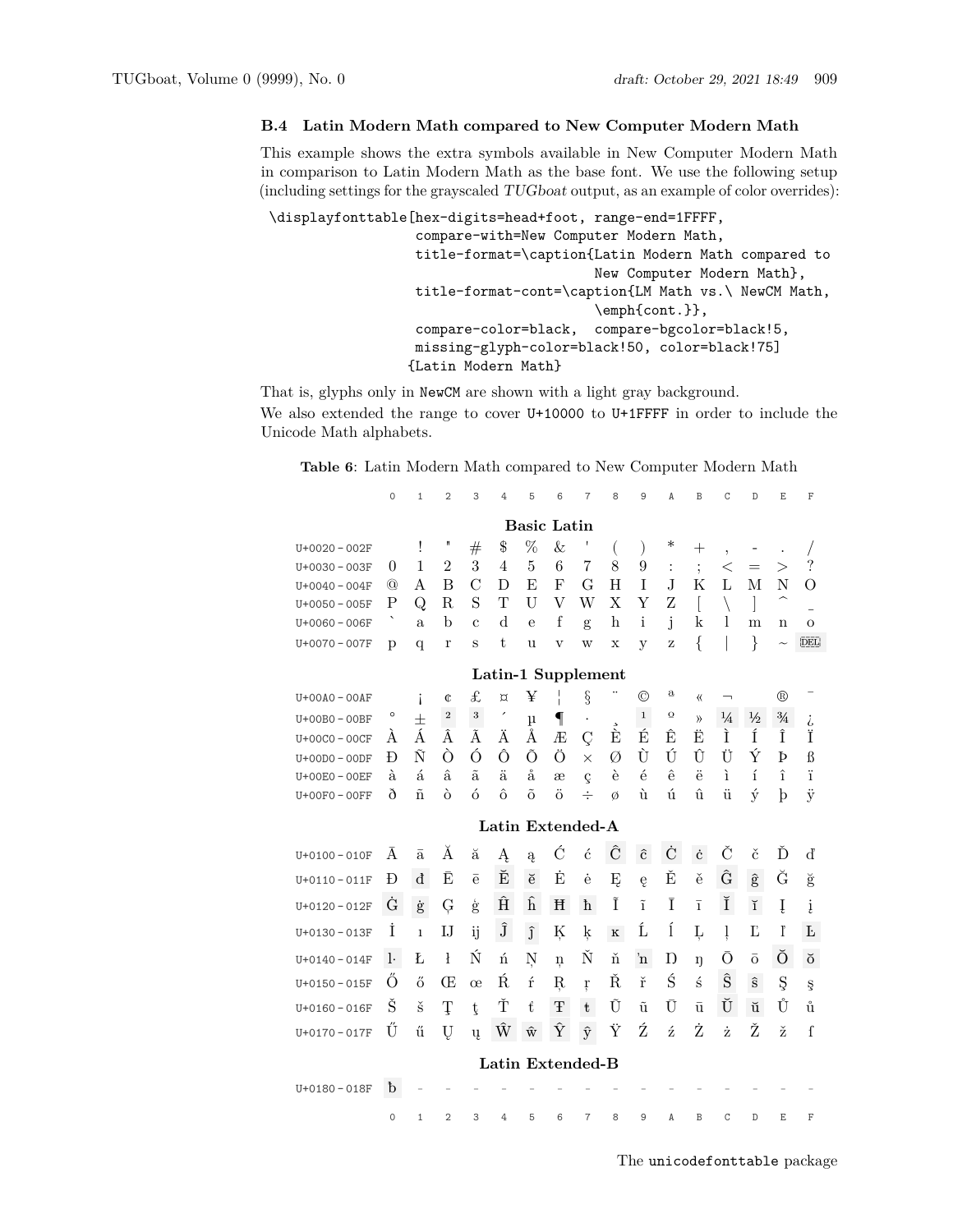### B.4 Latin Modern Math compared to New Computer Modern Math

This example shows the extra symbols available in New Computer Modern Math in comparison to Latin Modern Math as the base font. We use the following setup (including settings for the grayscaled *TUGboat* output, as an example of color overrides):

```
\displayfonttable[hex-digits=head+foot, range-end=1FFFF,
                  compare-with=New Computer Modern Math,
                  title-format=\caption{Latin Modern Math compared to
                                        New Computer Modern Math},
                  title-format-cont=\caption{LM Math vs.\ NewCM Math,
                                        \emph{cont.}},
                  compare-color=black,  compare-bgcolor=black!5,
                  missing-glyph-color=black!50, color=black!75]
                 {Latin Modern Math}
```

That is, glyphs only in NewCM are shown with a light gray background.

We also extended the range to cover U+10000 to U+1FFFF in order to include the Unicode Math alphabets.

**Table 6**: Latin Modern Math compared to New Computer Modern Math

| | 0 | 1 | 2 | 3 | 4 | 5 | 6 | 7 | 8 | 9 | A | B | C | D | E | F |
|---|---|---|---|---|---|---|---|---|---|---|---|---|---|---|---|---|
| | | | | | | | | **Basic Latin** | | | | | | | | |
| U+0020 – 002F | | ! | " | # | $ | % | & | ' | ( | ) | * | + | , | - | . | / |
| U+0030 – 003F | 0 | 1 | 2 | 3 | 4 | 5 | 6 | 7 | 8 | 9 | : | ; | < | = | > | ? |
| U+0040 – 004F | @ | A | B | C | D | E | F | G | H | I | J | K | L | M | N | O |
| U+0050 – 005F | P | Q | R | S | T | U | V | W | X | Y | Z | [ | \ | ] | ^ | _ |
| U+0060 – 006F | ` | a | b | c | d | e | f | g | h | i | j | k | l | m | n | o |
| U+0070 – 007F | p | q | r | s | t | u | v | w | x | y | z | { | \| | } | ~ | DEL |
| | | | | | | | | **Latin-1 Supplement** | | | | | | | | |
| U+00A0 – 00AF | | ¡ | ¢ | £ | ¤ | ¥ | ¦ | § | ¨ | © | ª | « | ¬ | | ® | ¯ |
| U+00B0 – 00BF | ° | ± | ² | ³ | ´ | µ | ¶ | · | ¸ | ¹ | º | » | ¼ | ½ | ¾ | ¿ |
| U+00C0 – 00CF | À | Á | Â | Ã | Ä | Å | Æ | Ç | È | É | Ê | Ë | Ì | Í | Î | Ï |
| U+00D0 – 00DF | Ð | Ñ | Ò | Ó | Ô | Õ | Ö | × | Ø | Ù | Ú | Û | Ü | Ý | Þ | ß |
| U+00E0 – 00EF | à | á | â | ã | ä | å | æ | ç | è | é | ê | ë | ì | í | î | ï |
| U+00F0 – 00FF | ð | ñ | ò | ó | ô | õ | ö | ÷ | ø | ù | ú | û | ü | ý | þ | ÿ |
| | | | | | | | | **Latin Extended-A** | | | | | | | | |
| U+0100 – 010F | Ā | ā | Ă | ă | Ą | ą | Ć | ć | Ĉ | ĉ | Ċ | ċ | Č | č | Ď | ď |
| U+0110 – 011F | Đ | đ | Ē | ē | Ĕ | ĕ | Ė | ė | Ę | ę | Ě | ě | Ĝ | ĝ | Ğ | ğ |
| U+0120 – 012F | Ġ | ġ | Ģ | ģ | Ĥ | ĥ | Ħ | ħ | Ĩ | ĩ | Ī | ī | Ĭ | ĭ | Į | į |
| U+0130 – 013F | İ | ı | Ĳ | ĳ | Ĵ | ĵ | Ķ | ķ | ĸ | Ĺ | ĺ | Ļ | ļ | Ľ | ľ | Ŀ |
| U+0140 – 014F | ŀ | Ł | ł | Ń | ń | Ņ | ņ | Ň | ň | ŉ | Ŋ | ŋ | Ō | ō | Ŏ | ŏ |
| U+0150 – 015F | Ő | ő | Œ | œ | Ŕ | ŕ | Ŗ | ŗ | Ř | ř | Ś | ś | Ŝ | ŝ | Ş | ş |
| U+0160 – 016F | Š | š | Ţ | ţ | Ť | ť | Ŧ | ŧ | Ũ | ũ | Ū | ū | Ŭ | ŭ | Ů | ů |
| U+0170 – 017F | Ű | ű | Ų | ų | Ŵ | ŵ | Ŷ | ŷ | Ÿ | Ź | ź | Ż | ż | Ž | ž | ſ |
| | | | | | | | | **Latin Extended-B** | | | | | | | | |
| U+0180 – 018F | ƀ | - | - | - | - | - | - | - | - | - | - | - | - | - | - | - |
| | 0 | 1 | 2 | 3 | 4 | 5 | 6 | 7 | 8 | 9 | A | B | C | D | E | F |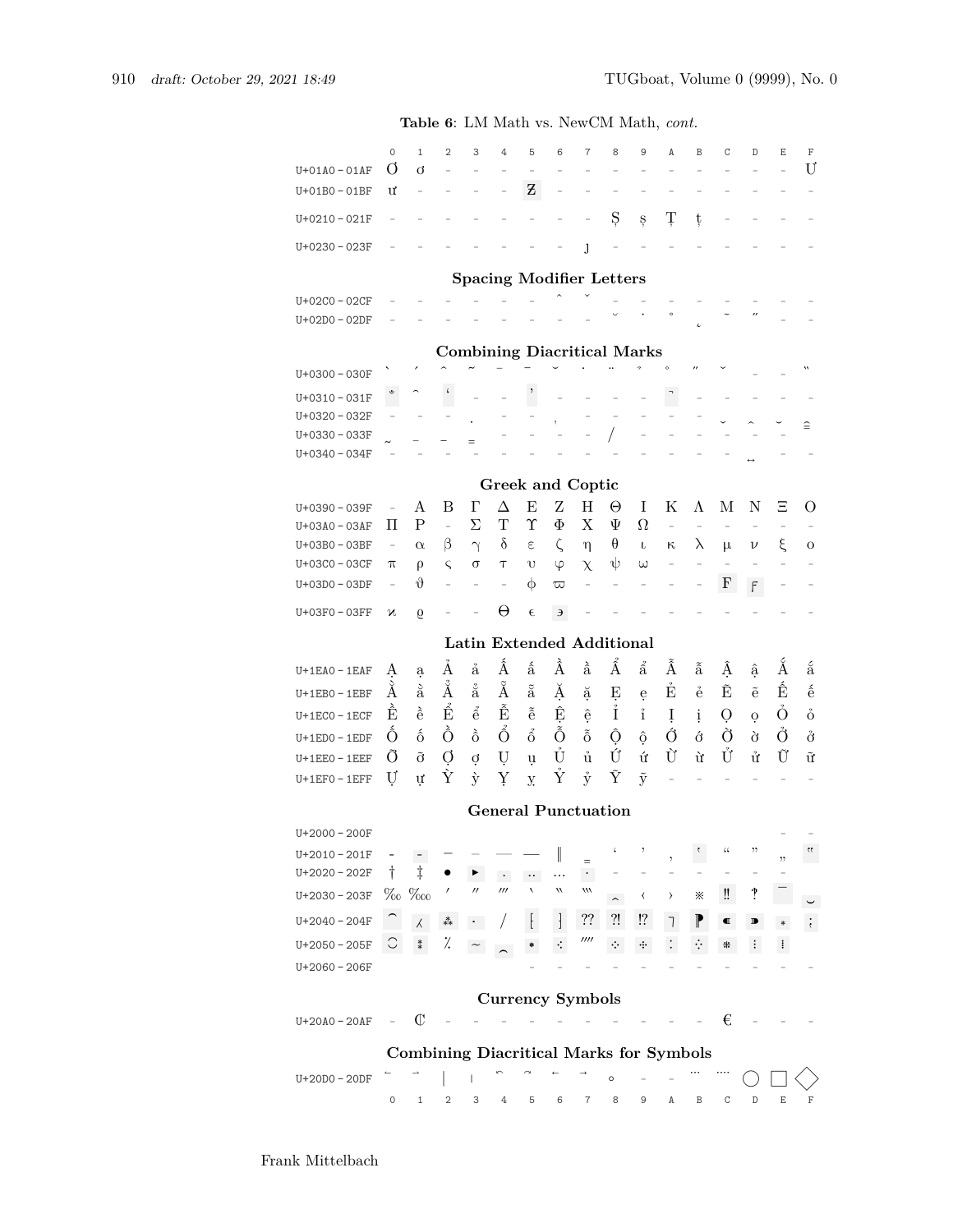**Table 6**: LM Math vs. NewCM Math, *cont.*

| | 0 | 1 | 2 | 3 | 4 | 5 | 6 | 7 | 8 | 9 | A | B | C | D | E | F |
|---|---|---|---|---|---|---|---|---|---|---|---|---|---|---|---|---|
| U+01A0 – 01AF | Ơ | ơ | – | – | – | – | – | – | – | – | – | – | – | – | – | Ư |
| U+01B0 – 01BF | ư | – | – | – | – | Ƶ | – | – | – | – | – | – | – | – | – | – |
| U+0210 – 021F | – | – | – | – | – | – | – | – | Ș | ș | Ț | ț | – | – | – | – |
| U+0230 – 023F | – | – | – | – | – | – | – | ȷ | – | – | – | – | – | – | – | – |

**Spacing Modifier Letters**

| | 0 | 1 | 2 | 3 | 4 | 5 | 6 | 7 | 8 | 9 | A | B | C | D | E | F |
|---|---|---|---|---|---|---|---|---|---|---|---|---|---|---|---|---|
| U+02C0 – 02CF | – | – | – | – | – | – | ˆ | ˇ | – | – | – | – | – | – | – | – |
| U+02D0 – 02DF | – | – | – | – | – | – | – | – | ˘ | ˙ | ˚ | ˛ | ˜ | ˝ | – | – |

**Combining Diacritical Marks**

| | 0 | 1 | 2 | 3 | 4 | 5 | 6 | 7 | 8 | 9 | A | B | C | D | E | F |
|---|---|---|---|---|---|---|---|---|---|---|---|---|---|---|---|---|
| U+0300 – 030F | ̀ | ́ | ̂ | ̃ | ̄ | ̅ | ̆ | ̇ | ̈ | ̉ | ̊ | ̋ | ̌ | – | – | ̏ |
| U+0310 – 031F | ̐ | ̑ | ̒ | – | – | ̕ | – | – | – | – | ̚ | – | – | – | – | – |
| U+0320 – 032F | – | – | – | ̣ | – | – | ̦ | – | – | – | – | – | ̬ | ̭ | ̮ | ̯ |
| U+0330 – 033F | ̰ | ̱ | ̲ | ̳ | – | – | – | – | ̸ | – | – | – | – | – | – | – |
| U+0340 – 034F | – | – | – | – | – | – | – | – | – | – | – | – | – | ͍ | – | – |

**Greek and Coptic**

| | 0 | 1 | 2 | 3 | 4 | 5 | 6 | 7 | 8 | 9 | A | B | C | D | E | F |
|---|---|---|---|---|---|---|---|---|---|---|---|---|---|---|---|---|
| U+0390 – 039F | – | Α | Β | Γ | Δ | Ε | Ζ | Η | Θ | Ι | Κ | Λ | Μ | Ν | Ξ | Ο |
| U+03A0 – 03AF | Π | Ρ | – | Σ | Τ | Υ | Φ | Χ | Ψ | Ω | – | – | – | – | – | – |
| U+03B0 – 03BF | – | α | β | γ | δ | ε | ζ | η | θ | ι | κ | λ | μ | ν | ξ | ο |
| U+03C0 – 03CF | π | ρ | ς | σ | τ | υ | φ | χ | ψ | ω | – | – | – | – | – | – |
| U+03D0 – 03DF | – | ϑ | – | – | – | ϕ | ϖ | – | – | – | – | – | Ϝ | ϝ | – | – |
| U+03F0 – 03FF | ϰ | ϱ | – | – | ϴ | ϵ | ϶ | – | – | – | – | – | – | – | – | – |

**Latin Extended Additional**

| | 0 | 1 | 2 | 3 | 4 | 5 | 6 | 7 | 8 | 9 | A | B | C | D | E | F |
|---|---|---|---|---|---|---|---|---|---|---|---|---|---|---|---|---|
| U+1EA0 – 1EAF | Ạ | ạ | Ả | ả | Ấ | ấ | Ầ | ầ | Ẩ | ẩ | Ẫ | ẫ | Ậ | ậ | Ắ | ắ |
| U+1EB0 – 1EBF | Ằ | ằ | Ẳ | ẳ | Ẵ | ẵ | Ặ | ặ | Ẹ | ẹ | Ẻ | ẻ | Ẽ | ẽ | Ế | ế |
| U+1EC0 – 1ECF | Ề | ề | Ể | ể | Ễ | ễ | Ệ | ệ | Ỉ | ỉ | Ị | ị | Ọ | ọ | Ỏ | ỏ |
| U+1ED0 – 1EDF | Ố | ố | Ồ | ồ | Ổ | ổ | Ỗ | ỗ | Ộ | ộ | Ớ | ớ | Ờ | ờ | Ở | ở |
| U+1EE0 – 1EEF | Ỡ | ỡ | Ợ | ợ | Ụ | ụ | Ủ | ủ | Ứ | ứ | Ừ | ừ | Ử | ử | Ữ | ữ |
| U+1EF0 – 1EFF | Ự | ự | Ỳ | ỳ | Ỵ | ỵ | Ỷ | ỷ | Ỹ | ỹ | – | – | – | – | – | – |

**General Punctuation**

| | 0 | 1 | 2 | 3 | 4 | 5 | 6 | 7 | 8 | 9 | A | B | C | D | E | F |
|---|---|---|---|---|---|---|---|---|---|---|---|---|---|---|---|---|
| U+2000 – 200F | | | | | | | | | | | | | | | – | – |
| U+2010 – 201F | ‐ | ‑ | ‒ | – | — | ― | ‖ | ‗ | ‘ | ’ | ‚ | ‛ | “ | ” | „ | ‟ |
| U+2020 – 202F | † | ‡ | • | ‣ | ․ | ‥ | … | ‧ | – | – | – | – | – | – | – | – |
| U+2030 – 203F | ‰ | ‱ | ′ | ″ | ‴ | ‵ | ‶ | ‷ | ‸ | ‹ | › | ※ | ‼ | ‽ | ‾ | ‿ |
| U+2040 – 204F | ⁀ | ⁁ | ⁂ | ⁃ | ⁄ | ⁅ | ⁆ | ⁇ | ⁈ | ⁉ | ⁊ | ⁋ | ⁌ | ⁍ | ⁎ | ⁏ |
| U+2050 – 205F | ⁐ | ⁑ | ⁒ | ⁓ | ⁔ | ⁕ | ⁖ | ⁗ | ⁘ | ⁙ | ⁚ | ⁛ | ⁜ | ⁝ | ⁞ | |
| U+2060 – 206F | | | | | | – | – | – | – | – | – | – | – | – | – | – |

**Currency Symbols**

| | 0 | 1 | 2 | 3 | 4 | 5 | 6 | 7 | 8 | 9 | A | B | C | D | E | F |
|---|---|---|---|---|---|---|---|---|---|---|---|---|---|---|---|---|
| U+20A0 – 20AF | – | ₡ | – | – | – | – | – | – | – | – | – | – | € | – | – | – |

**Combining Diacritical Marks for Symbols**

| | 0 | 1 | 2 | 3 | 4 | 5 | 6 | 7 | 8 | 9 | A | B | C | D | E | F |
|---|---|---|---|---|---|---|---|---|---|---|---|---|---|---|---|---|
| U+20D0 – 20DF | ⃐ | ⃑ | ⃒ | ⃓ | ⃔ | ⃕ | ⃖ | ⃗ | ⃘ | – | – | ⃛ | ⃜ | ⃝ | ⃞ | ⃟ |
| | 0 | 1 | 2 | 3 | 4 | 5 | 6 | 7 | 8 | 9 | A | B | C | D | E | F |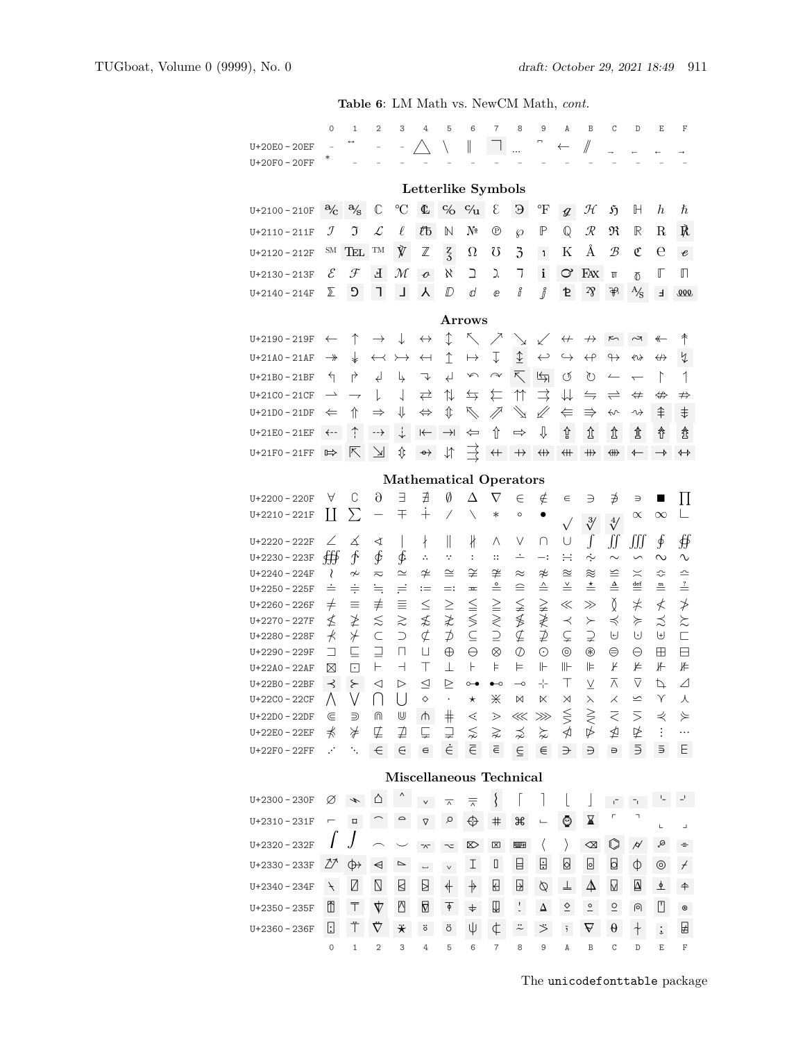**Table 6**: LM Math vs. NewCM Math, *cont.*

| | 0 | 1 | 2 | 3 | 4 | 5 | 6 | 7 | 8 | 9 | A | B | C | D | E | F |
|---|---|---|---|---|---|---|---|---|---|---|---|---|---|---|---|---|
| U+20E0 – 20EF | – | ⃡ | – | – | ⃤ | ⃥ | ⃦ | ⃧ | ⃨ | ⃩ | ⃪ | ⃫ | ⃬ | ⃭ | ⃮ | ⃯ |
| U+20F0 – 20FF | ⃰ | – | – | – | – | – | – | – | – | – | – | – | – | – | – | – |

### Letterlike Symbols

| | 0 | 1 | 2 | 3 | 4 | 5 | 6 | 7 | 8 | 9 | A | B | C | D | E | F |
|---|---|---|---|---|---|---|---|---|---|---|---|---|---|---|---|---|
| U+2100 – 210F | ℀ | ℁ | ℂ | ℃ | ℄ | ℅ | ℆ | ℇ | ℈ | ℉ | ℊ | ℋ | ℌ | ℍ | ℎ | ℏ |
| U+2110 – 211F | ℐ | ℑ | ℒ | ℓ | ℔ | ℕ | № | ℗ | ℘ | ℙ | ℚ | ℛ | ℜ | ℝ | ℞ | ℟ |
| U+2120 – 212F | ℠ | ℡ | ™ | ℣ | ℤ | ℥ | Ω | ℧ | ℨ | ℩ | K | Å | ℬ | ℭ | ℮ | ℯ |
| U+2130 – 213F | ℰ | ℱ | Ⅎ | ℳ | ℴ | ℵ | ℶ | ℷ | ℸ | ℹ | ℺ | ℻ | ℼ | ℽ | ℾ | ℿ |
| U+2140 – 214F | ⅀ | ⅁ | ⅂ | ⅃ | ⅄ | ⅅ | ⅆ | ⅇ | ⅈ | ⅉ | ⅊ | ⅋ | ⅌ | ⅍ | ⅎ | ⅏ |

### Arrows

| | 0 | 1 | 2 | 3 | 4 | 5 | 6 | 7 | 8 | 9 | A | B | C | D | E | F |
|---|---|---|---|---|---|---|---|---|---|---|---|---|---|---|---|---|
| U+2190 – 219F | ← | ↑ | → | ↓ | ↔ | ↕ | ↖ | ↗ | ↘ | ↙ | ↚ | ↛ | ↜ | ↝ | ↞ | ↟ |
| U+21A0 – 21AF | ↠ | ↡ | ↢ | ↣ | ↤ | ↥ | ↦ | ↧ | ↨ | ↩ | ↪ | ↫ | ↬ | ↭ | ↮ | ↯ |
| U+21B0 – 21BF | ↰ | ↱ | ↲ | ↳ | ↴ | ↵ | ↶ | ↷ | ↸ | ↹ | ↺ | ↻ | ↼ | ↽ | ↾ | ↿ |
| U+21C0 – 21CF | ⇀ | ⇁ | ⇂ | ⇃ | ⇄ | ⇅ | ⇆ | ⇇ | ⇈ | ⇉ | ⇊ | ⇋ | ⇌ | ⇍ | ⇎ | ⇏ |
| U+21D0 – 21DF | ⇐ | ⇑ | ⇒ | ⇓ | ⇔ | ⇕ | ⇖ | ⇗ | ⇘ | ⇙ | ⇚ | ⇛ | ⇜ | ⇝ | ⇞ | ⇟ |
| U+21E0 – 21EF | ⇠ | ⇡ | ⇢ | ⇣ | ⇤ | ⇥ | ⇦ | ⇧ | ⇨ | ⇩ | ⇪ | ⇫ | ⇬ | ⇭ | ⇮ | ⇯ |
| U+21F0 – 21FF | ⇰ | ⇱ | ⇲ | ⇳ | ⇴ | ⇵ | ⇶ | ⇷ | ⇸ | ⇹ | ⇺ | ⇻ | ⇼ | ⇽ | ⇾ | ⇿ |

### Mathematical Operators

| | 0 | 1 | 2 | 3 | 4 | 5 | 6 | 7 | 8 | 9 | A | B | C | D | E | F |
|---|---|---|---|---|---|---|---|---|---|---|---|---|---|---|---|---|
| U+2200 – 220F | ∀ | ∁ | ∂ | ∃ | ∄ | ∅ | ∆ | ∇ | ∈ | ∉ | ∊ | ∋ | ∌ | ∍ | ∎ | ∏ |
| U+2210 – 221F | ∐ | ∑ | − | ∓ | ∔ | ∕ | ∖ | ∗ | ∘ | ∙ | √ | ∛ | ∜ | ∝ | ∞ | ∟ |
| U+2220 – 222F | ∠ | ∡ | ∢ | ∣ | ∤ | ∥ | ∦ | ∧ | ∨ | ∩ | ∪ | ∫ | ∬ | ∭ | ∮ | ∯ |
| U+2230 – 223F | ∰ | ∱ | ∲ | ∳ | ∴ | ∵ | ∶ | ∷ | ∸ | ∹ | ∺ | ∻ | ∼ | ∽ | ∾ | ∿ |
| U+2240 – 224F | ≀ | ≁ | ≂ | ≃ | ≄ | ≅ | ≆ | ≇ | ≈ | ≉ | ≊ | ≋ | ≌ | ≍ | ≎ | ≏ |
| U+2250 – 225F | ≐ | ≑ | ≒ | ≓ | ≔ | ≕ | ≖ | ≗ | ≘ | ≙ | ≚ | ≛ | ≜ | ≝ | ≞ | ≟ |
| U+2260 – 226F | ≠ | ≡ | ≢ | ≣ | ≤ | ≥ | ≦ | ≧ | ≨ | ≩ | ≪ | ≫ | ≬ | ≭ | ≮ | ≯ |
| U+2270 – 227F | ≰ | ≱ | ≲ | ≳ | ≴ | ≵ | ≶ | ≷ | ≸ | ≹ | ≺ | ≻ | ≼ | ≽ | ≾ | ≿ |
| U+2280 – 228F | ⊀ | ⊁ | ⊂ | ⊃ | ⊄ | ⊅ | ⊆ | ⊇ | ⊈ | ⊉ | ⊊ | ⊋ | ⊌ | ⊍ | ⊎ | ⊏ |
| U+2290 – 229F | ⊐ | ⊑ | ⊒ | ⊓ | ⊔ | ⊕ | ⊖ | ⊗ | ⊘ | ⊙ | ⊚ | ⊛ | ⊜ | ⊝ | ⊞ | ⊟ |
| U+22A0 – 22AF | ⊠ | ⊡ | ⊢ | ⊣ | ⊤ | ⊥ | ⊦ | ⊧ | ⊨ | ⊩ | ⊪ | ⊫ | ⊬ | ⊭ | ⊮ | ⊯ |
| U+22B0 – 22BF | ⊰ | ⊱ | ⊲ | ⊳ | ⊴ | ⊵ | ⊶ | ⊷ | ⊸ | ⊹ | ⊺ | ⊻ | ⊼ | ⊽ | ⊾ | ⊿ |
| U+22C0 – 22CF | ⋀ | ⋁ | ⋂ | ⋃ | ⋄ | ⋅ | ⋆ | ⋇ | ⋈ | ⋉ | ⋊ | ⋋ | ⋌ | ⋍ | ⋎ | ⋏ |
| U+22D0 – 22DF | ⋐ | ⋑ | ⋒ | ⋓ | ⋔ | ⋕ | ⋖ | ⋗ | ⋘ | ⋙ | ⋚ | ⋛ | ⋜ | ⋝ | ⋞ | ⋟ |
| U+22E0 – 22EF | ⋠ | ⋡ | ⋢ | ⋣ | ⋤ | ⋥ | ⋦ | ⋧ | ⋨ | ⋩ | ⋪ | ⋫ | ⋬ | ⋭ | ⋮ | ⋯ |
| U+22F0 – 22FF | ⋰ | ⋱ | ⋲ | ⋳ | ⋴ | ⋵ | ⋶ | ⋷ | ⋸ | ⋹ | ⋺ | ⋻ | ⋼ | ⋽ | ⋾ | ⋿ |

### Miscellaneous Technical

| | 0 | 1 | 2 | 3 | 4 | 5 | 6 | 7 | 8 | 9 | A | B | C | D | E | F |
|---|---|---|---|---|---|---|---|---|---|---|---|---|---|---|---|---|
| U+2300 – 230F | ⌀ | ⌁ | ⌂ | ⌃ | ⌄ | ⌅ | ⌆ | ⌇ | ⌈ | ⌉ | ⌊ | ⌋ | ⌌ | ⌍ | ⌎ | ⌏ |
| U+2310 – 231F | ⌐ | ⌑ | ⌒ | ⌓ | ⌔ | ⌕ | ⌖ | ⌗ | ⌘ | ⌙ | ⌚ | ⌛ | ⌜ | ⌝ | ⌞ | ⌟ |
| U+2320 – 232F | ⌠ | ⌡ | ⌢ | ⌣ | ⌤ | ⌥ | ⌦ | ⌧ | ⌨ | 〈 | 〉 | ⌫ | ⌬ | ⌭ | ⌮ | ⌯ |
| U+2330 – 233F | ⌰ | ⌱ | ⌲ | ⌳ | ⌴ | ⌵ | ⌶ | ⌷ | ⌸ | ⌹ | ⌺ | ⌻ | ⌼ | ⌽ | ⌾ | ⌿ |
| U+2340 – 234F | ⍀ | ⍁ | ⍂ | ⍃ | ⍄ | ⍅ | ⍆ | ⍇ | ⍈ | ⍉ | ⍊ | ⍋ | ⍌ | ⍍ | ⍎ | ⍏ |
| U+2350 – 235F | ⍐ | ⍑ | ⍒ | ⍓ | ⍔ | ⍕ | ⍖ | ⍗ | ⍘ | ⍙ | ⍚ | ⍛ | ⍜ | ⍝ | ⍞ | ⍟ |
| U+2360 – 236F | ⍠ | ⍡ | ⍢ | ⍣ | ⍤ | ⍥ | ⍦ | ⍧ | ⍨ | ⍩ | ⍪ | ⍫ | ⍬ | ⍭ | ⍮ | ⍯ |
| | 0 | 1 | 2 | 3 | 4 | 5 | 6 | 7 | 8 | 9 | A | B | C | D | E | F |

The unicodefonttable package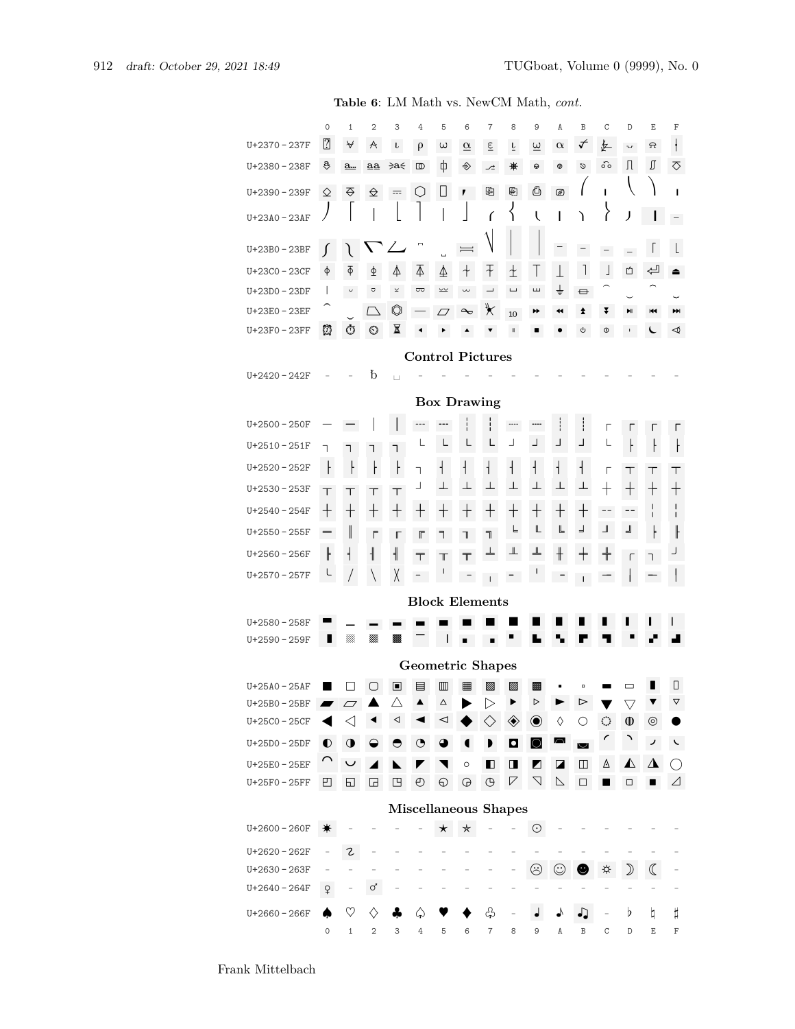**Table 6**: LM Math vs. NewCM Math, *cont.*

| | 0 | 1 | 2 | 3 | 4 | 5 | 6 | 7 | 8 | 9 | A | B | C | D | E | F |
|---|---|---|---|---|---|---|---|---|---|---|---|---|---|---|---|---|
| U+2370 – 237F | ⍰ | ⍱ | ⍲ | ⍳ | ⍴ | ⍵ | ⍶ | ⍷ | ⍸ | ⍹ | ⍺ | ⍻ | ⍼ | ⍽ | ⍾ | ⍿ |
| U+2380 – 238F | ⎀ | ⎁ | ⎂ | ⎃ | ⎄ | ⎅ | ⎆ | ⎇ | ⎈ | ⎉ | ⎊ | ⎋ | ⎌ | ⎍ | ⎎ | ⎏ |
| U+2390 – 239F | ⎐ | ⎑ | ⎒ | ⎓ | ⎔ | ⎕ | ⎖ | ⎗ | ⎘ | ⎙ | ⎚ | ⎛ | ⎜ | ⎝ | ⎞ | ⎟ |
| U+23A0 – 23AF | ⎠ | ⎡ | ⎢ | ⎣ | ⎤ | ⎥ | ⎦ | ⎧ | ⎨ | ⎩ | ⎪ | ⎫ | ⎬ | ⎭ | ⎮ | ⎯ |
| U+23B0 – 23BF | ⎰ | ⎱ | ⎲ | ⎳ | ⎴ | ⎵ | ⎶ | ⎷ | ⎸ | ⎹ | ⎺ | ⎻ | ⎼ | ⎽ | ⎾ | ⎿ |
| U+23C0 – 23CF | ⏀ | ⏁ | ⏂ | ⏃ | ⏄ | ⏅ | ⏆ | ⏇ | ⏈ | ⏉ | ⏊ | ⏋ | ⏌ | ⏍ | ⏎ | ⏏ |
| U+23D0 – 23DF | ⏐ | ⏑ | ⏒ | ⏓ | ⏔ | ⏕ | ⏖ | ⏗ | ⏘ | ⏙ | ⏚ | ⏛ | ⏜ | ⏝ | ⏞ | ⏟ |
| U+23E0 – 23EF | ⏠ | ⏡ | ⏢ | ⏣ | ⏤ | ⏥ | ⏦ | ⏧ | ⏨ | ⏩ | ⏪ | ⏫ | ⏬ | ⏭ | ⏮ | ⏯ |
| U+23F0 – 23FF | ⏰ | ⏱ | ⏲ | ⏳ | ⏴ | ⏵ | ⏶ | ⏷ | ⏸ | ⏹ | ⏺ | ⏻ | ⏼ | ⏽ | ⏾ | ⏿ |

**Control Pictures**

| | 0 | 1 | 2 | 3 | 4 | 5 | 6 | 7 | 8 | 9 | A | B | C | D | E | F |
|---|---|---|---|---|---|---|---|---|---|---|---|---|---|---|---|---|
| U+2420 – 242F | – | – | ␢ | ␣ | – | – | – | – | – | – | – | – | – | – | – | – |

**Box Drawing**

| | 0 | 1 | 2 | 3 | 4 | 5 | 6 | 7 | 8 | 9 | A | B | C | D | E | F |
|---|---|---|---|---|---|---|---|---|---|---|---|---|---|---|---|---|
| U+2500 – 250F | ─ | ━ | │ | ┃ | ┄ | ┅ | ┆ | ┇ | ┈ | ┉ | ┊ | ┋ | ┌ | ┍ | ┎ | ┏ |
| U+2510 – 251F | ┐ | ┑ | ┒ | ┓ | └ | ┕ | ┖ | ┗ | ┘ | ┙ | ┚ | ┛ | ├ | ┝ | ┞ | ┟ |
| U+2520 – 252F | ┠ | ┡ | ┢ | ┣ | ┤ | ┥ | ┦ | ┧ | ┨ | ┩ | ┪ | ┫ | ┬ | ┭ | ┮ | ┯ |
| U+2530 – 253F | ┰ | ┱ | ┲ | ┳ | ┴ | ┵ | ┶ | ┷ | ┸ | ┹ | ┺ | ┻ | ┼ | ┽ | ┾ | ┿ |
| U+2540 – 254F | ╀ | ╁ | ╂ | ╃ | ╄ | ╅ | ╆ | ╇ | ╈ | ╉ | ╊ | ╋ | ╌ | ╍ | ╎ | ╏ |
| U+2550 – 255F | ═ | ║ | ╒ | ╓ | ╔ | ╕ | ╖ | ╗ | ╘ | ╙ | ╚ | ╛ | ╜ | ╝ | ╞ | ╟ |
| U+2560 – 256F | ╠ | ╡ | ╢ | ╣ | ╤ | ╥ | ╦ | ╧ | ╨ | ╩ | ╪ | ╫ | ╬ | ╭ | ╮ | ╯ |
| U+2570 – 257F | ╰ | ╱ | ╲ | ╳ | ╴ | ╵ | ╶ | ╷ | ╸ | ╹ | ╺ | ╻ | ╼ | ╽ | ╾ | ╿ |

**Block Elements**

| | 0 | 1 | 2 | 3 | 4 | 5 | 6 | 7 | 8 | 9 | A | B | C | D | E | F |
|---|---|---|---|---|---|---|---|---|---|---|---|---|---|---|---|---|
| U+2580 – 258F | ▀ | ▁ | ▂ | ▃ | ▄ | ▅ | ▆ | ▇ | █ | ▉ | ▊ | ▋ | ▌ | ▍ | ▎ | ▏ |
| U+2590 – 259F | ▐ | ░ | ▒ | ▓ | ▔ | ▕ | ▖ | ▗ | ▘ | ▙ | ▚ | ▛ | ▜ | ▝ | ▞ | ▟ |

**Geometric Shapes**

| | 0 | 1 | 2 | 3 | 4 | 5 | 6 | 7 | 8 | 9 | A | B | C | D | E | F |
|---|---|---|---|---|---|---|---|---|---|---|---|---|---|---|---|---|
| U+25A0 – 25AF | ■ | □ | ▢ | ▣ | ▤ | ▥ | ▦ | ▧ | ▨ | ▩ | ▪ | ▫ | ▬ | ▭ | ▮ | ▯ |
| U+25B0 – 25BF | ▰ | ▱ | ▲ | △ | ▴ | ▵ | ▶ | ▷ | ▸ | ▹ | ► | ▻ | ▼ | ▽ | ▾ | ▿ |
| U+25C0 – 25CF | ◀ | ◁ | ◂ | ◃ | ◄ | ◅ | ◆ | ◇ | ◈ | ◉ | ◊ | ○ | ◌ | ◍ | ◎ | ● |
| U+25D0 – 25DF | ◐ | ◑ | ◒ | ◓ | ◔ | ◕ | ◖ | ◗ | ◘ | ◙ | ◚ | ◛ | ◜ | ◝ | ◞ | ◟ |
| U+25E0 – 25EF | ◠ | ◡ | ◢ | ◣ | ◤ | ◥ | ◦ | ◧ | ◨ | ◩ | ◪ | ◫ | ◬ | ◭ | ◮ | ◯ |
| U+25F0 – 25FF | ◰ | ◱ | ◲ | ◳ | ◴ | ◵ | ◶ | ◷ | ◸ | ◹ | ◺ | ◻ | ◼ | ◽ | ◾ | ◿ |

**Miscellaneous Shapes**

| | 0 | 1 | 2 | 3 | 4 | 5 | 6 | 7 | 8 | 9 | A | B | C | D | E | F |
|---|---|---|---|---|---|---|---|---|---|---|---|---|---|---|---|---|
| U+2600 – 260F | ☀ | – | – | – | – | ★ | ☆ | – | – | ☉ | – | – | – | – | – | – |
| U+2620 – 262F | – | ☡ | – | – | – | – | – | – | – | – | – | – | – | – | – | – |
| U+2630 – 263F | – | – | – | – | – | – | – | – | – | ☹ | ☺ | ☻ | ☼ | ☽ | ☾ | – |
| U+2640 – 264F | ♀ | – | ♂ | – | – | – | – | – | – | – | – | – | – | – | – | – |
| U+2660 – 266F | ♠ | ♡ | ♢ | ♣ | ♤ | ♥ | ♦ | ♧ | – | ♩ | ♪ | ♫ | – | ♭ | ♮ | ♯ |
| | 0 | 1 | 2 | 3 | 4 | 5 | 6 | 7 | 8 | 9 | A | B | C | D | E | F |

Frank Mittelbach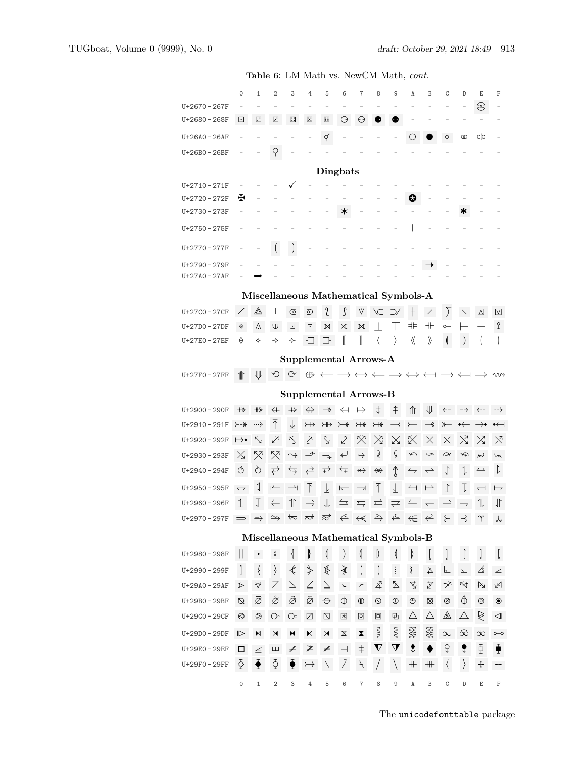**Table 6**: LM Math vs. NewCM Math, *cont.*

| | 0 | 1 | 2 | 3 | 4 | 5 | 6 | 7 | 8 | 9 | A | B | C | D | E | F |
|---|---|---|---|---|---|---|---|---|---|---|---|---|---|---|---|---|
| U+2670 – 267F | - | - | - | - | - | - | - | - | - | - | - | - | - | - | ♾ | - |
| U+2680 – 268F | ⚀ | ⚁ | ⚂ | ⚃ | ⚄ | ⚅ | ⚆ | ⚇ | ⚈ | ⚉ | - | - | - | - | - | - |
| U+26A0 – 26AF | - | - | - | - | - | ⚥ | - | - | - | - | ⚪ | ⚫ | ⚬ | ⚭ | ⚮ | - |
| U+26B0 – 26BF | - | - | ⚲ | - | - | - | - | - | - | - | - | - | - | - | - | - |

**Dingbats**

| | 0 | 1 | 2 | 3 | 4 | 5 | 6 | 7 | 8 | 9 | A | B | C | D | E | F |
|---|---|---|---|---|---|---|---|---|---|---|---|---|---|---|---|---|
| U+2710 – 271F | - | - | - | ✓ | - | - | - | - | - | - | - | - | - | - | - | - |
| U+2720 – 272F | ✠ | - | - | - | - | - | - | - | - | - | ✪ | - | - | - | - | - |
| U+2730 – 273F | - | - | - | - | - | - | ✶ | - | - | - | - | - | - | ✽ | - | - |
| U+2750 – 275F | - | - | - | - | - | - | - | - | - | - | ❚ | - | - | - | - | - |
| U+2770 – 277F | - | - | ❲ | ❳ | - | - | - | - | - | - | - | - | - | - | - | - |
| U+2790 – 279F | - | - | - | - | - | - | - | - | - | - | - | ➛ | - | - | - | - |
| U+27A0 – 27AF | - | ➡ | - | - | - | - | - | - | - | - | - | - | - | - | - | - |

**Miscellaneous Mathematical Symbols-A**

| | 0 | 1 | 2 | 3 | 4 | 5 | 6 | 7 | 8 | 9 | A | B | C | D | E | F |
|---|---|---|---|---|---|---|---|---|---|---|---|---|---|---|---|---|
| U+27C0 – 27CF | ⟀ | ⟁ | ⟂ | ⟃ | ⟄ | ⟅ | ⟆ | ⟇ | ⟈ | ⟉ | ⟊ | ⟋ | ⟌ | ⟍ | ⟎ | ⟏ |
| U+27D0 – 27DF | ⟐ | ⟑ | ⟒ | ⟓ | ⟔ | ⟕ | ⟖ | ⟗ | ⟘ | ⟙ | ⟚ | ⟛ | ⟜ | ⟝ | ⟞ | ⟟ |
| U+27E0 – 27EF | ⟠ | ⟡ | ⟢ | ⟣ | ⟤ | ⟥ | ⟦ | ⟧ | ⟨ | ⟩ | ⟪ | ⟫ | ⟬ | ⟭ | ⟮ | ⟯ |

**Supplemental Arrows-A**

| | 0 | 1 | 2 | 3 | 4 | 5 | 6 | 7 | 8 | 9 | A | B | C | D | E | F |
|---|---|---|---|---|---|---|---|---|---|---|---|---|---|---|---|---|
| U+27F0 – 27FF | ⟰ | ⟱ | ⟲ | ⟳ | ⟴ | ⟵ | ⟶ | ⟷ | ⟸ | ⟹ | ⟺ | ⟻ | ⟼ | ⟽ | ⟾ | ⟿ |

**Supplemental Arrows-B**

| | 0 | 1 | 2 | 3 | 4 | 5 | 6 | 7 | 8 | 9 | A | B | C | D | E | F |
|---|---|---|---|---|---|---|---|---|---|---|---|---|---|---|---|---|
| U+2900 – 290F | ⤀ | ⤁ | ⤂ | ⤃ | ⤄ | ⤅ | ⤆ | ⤇ | ⤈ | ⤉ | ⤊ | ⤋ | ⤌ | ⤍ | ⤎ | ⤏ |
| U+2910 – 291F | ⤐ | ⤑ | ⤒ | ⤓ | ⤔ | ⤕ | ⤖ | ⤗ | ⤘ | ⤙ | ⤚ | ⤛ | ⤜ | ⤝ | ⤞ | ⤟ |
| U+2920 – 292F | ⤠ | ⤡ | ⤢ | ⤣ | ⤤ | ⤥ | ⤦ | ⤧ | ⤨ | ⤩ | ⤪ | ⤫ | ⤬ | ⤭ | ⤮ | ⤯ |
| U+2930 – 293F | ⤰ | ⤱ | ⤲ | ⤳ | ⤴ | ⤵ | ⤶ | ⤷ | ⤸ | ⤹ | ⤺ | ⤻ | ⤼ | ⤽ | ⤾ | ⤿ |
| U+2940 – 294F | ⥀ | ⥁ | ⥂ | ⥃ | ⥄ | ⥅ | ⥆ | ⥇ | ⥈ | ⥉ | ⥊ | ⥋ | ⥌ | ⥍ | ⥎ | ⥏ |
| U+2950 – 295F | ⥐ | ⥑ | ⥒ | ⥓ | ⥔ | ⥕ | ⥖ | ⥗ | ⥘ | ⥙ | ⥚ | ⥛ | ⥜ | ⥝ | ⥞ | ⥟ |
| U+2960 – 296F | ⥠ | ⥡ | ⥢ | ⥣ | ⥤ | ⥥ | ⥦ | ⥧ | ⥨ | ⥩ | ⥪ | ⥫ | ⥬ | ⥭ | ⥮ | ⥯ |
| U+2970 – 297F | ⥰ | ⥱ | ⥲ | ⥳ | ⥴ | ⥵ | ⥶ | ⥷ | ⥸ | ⥹ | ⥺ | ⥻ | ⥼ | ⥽ | ⥾ | ⥿ |

**Miscellaneous Mathematical Symbols-B**

| | 0 | 1 | 2 | 3 | 4 | 5 | 6 | 7 | 8 | 9 | A | B | C | D | E | F |
|---|---|---|---|---|---|---|---|---|---|---|---|---|---|---|---|---|
| U+2980 – 298F | ⦀ | ⦁ | ⦂ | ⦃ | ⦄ | ⦅ | ⦆ | ⦇ | ⦈ | ⦉ | ⦊ | ⦋ | ⦌ | ⦍ | ⦎ | ⦏ |
| U+2990 – 299F | ⦐ | ⦑ | ⦒ | ⦓ | ⦔ | ⦕ | ⦖ | ⦗ | ⦘ | ⦙ | ⦚ | ⦛ | ⦜ | ⦝ | ⦞ | ⦟ |
| U+29A0 – 29AF | ⦠ | ⦡ | ⦢ | ⦣ | ⦤ | ⦥ | ⦦ | ⦧ | ⦨ | ⦩ | ⦪ | ⦫ | ⦬ | ⦭ | ⦮ | ⦯ |
| U+29B0 – 29BF | ⦰ | ⦱ | ⦲ | ⦳ | ⦴ | ⦵ | ⦶ | ⦷ | ⦸ | ⦹ | ⦺ | ⦻ | ⦼ | ⦽ | ⦾ | ⦿ |
| U+29C0 – 29CF | ⧀ | ⧁ | ⧂ | ⧃ | ⧄ | ⧅ | ⧆ | ⧇ | ⧈ | ⧉ | ⧊ | ⧋ | ⧌ | ⧍ | ⧎ | ⧏ |
| U+29D0 – 29DF | ⧐ | ⧑ | ⧒ | ⧓ | ⧔ | ⧕ | ⧖ | ⧗ | ⧘ | ⧙ | ⧚ | ⧛ | ⧜ | ⧝ | ⧞ | ⧟ |
| U+29E0 – 29EF | ⧠ | ⧡ | ⧢ | ⧣ | ⧤ | ⧥ | ⧦ | ⧧ | ⧨ | ⧩ | ⧪ | ⧫ | ⧬ | ⧭ | ⧮ | ⧯ |
| U+29F0 – 29FF | ⧰ | ⧱ | ⧲ | ⧳ | ⧴ | ⧵ | ⧶ | ⧷ | ⧸ | ⧹ | ⧺ | ⧻ | ⧼ | ⧽ | ⧾ | ⧿ |
| | 0 | 1 | 2 | 3 | 4 | 5 | 6 | 7 | 8 | 9 | A | B | C | D | E | F |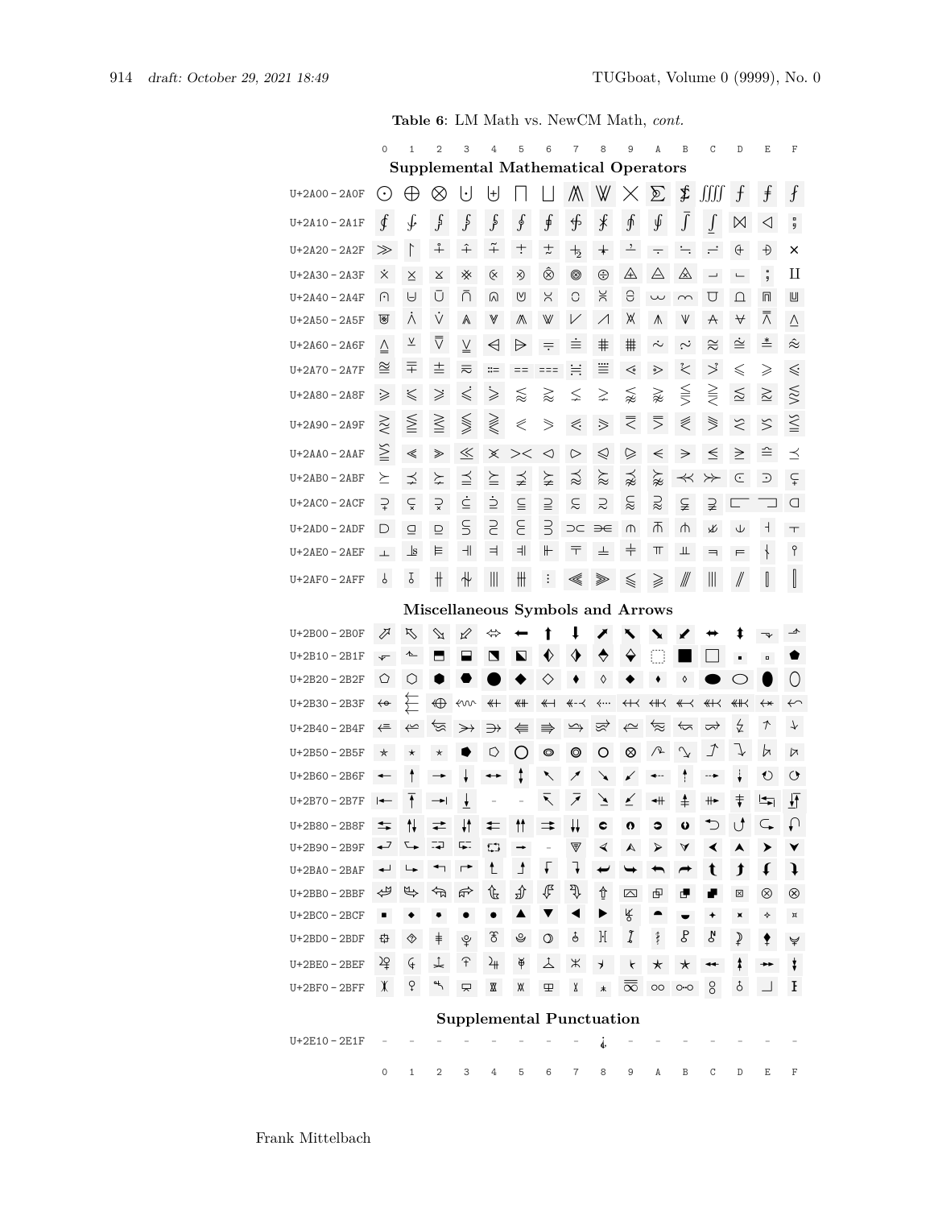**Table 6**: LM Math vs. NewCM Math, *cont.*

### Supplemental Mathematical Operators

| | 0 | 1 | 2 | 3 | 4 | 5 | 6 | 7 | 8 | 9 | A | B | C | D | E | F |
|---|---|---|---|---|---|---|---|---|---|---|---|---|---|---|---|---|
| U+2A00 – 2A0F | ⨀ | ⨁ | ⨂ | ⨃ | ⨄ | ⨅ | ⨆ | ⨇ | ⨈ | ⨉ | ⨊ | ⨋ | ⨌ | ⨍ | ⨎ | ⨏ |
| U+2A10 – 2A1F | ⨐ | ⨑ | ⨒ | ⨓ | ⨔ | ⨕ | ⨖ | ⨗ | ⨘ | ⨙ | ⨚ | ⨛ | ⨜ | ⨝ | ⨞ | ⨟ |
| U+2A20 – 2A2F | ⨠ | ⨡ | ⨢ | ⨣ | ⨤ | ⨥ | ⨦ | ⨧ | ⨨ | ⨩ | ⨪ | ⨫ | ⨬ | ⨭ | ⨮ | ⨯ |
| U+2A30 – 2A3F | ⨰ | ⨱ | ⨲ | ⨳ | ⨴ | ⨵ | ⨶ | ⨷ | ⨸ | ⨹ | ⨺ | ⨻ | ⨼ | ⨽ | ⨾ | ⨿ |
| U+2A40 – 2A4F | ⩀ | ⩁ | ⩂ | ⩃ | ⩄ | ⩅ | ⩆ | ⩇ | ⩈ | ⩉ | ⩊ | ⩋ | ⩌ | ⩍ | ⩎ | ⩏ |
| U+2A50 – 2A5F | ⩐ | ⩑ | ⩒ | ⩓ | ⩔ | ⩕ | ⩖ | ⩗ | ⩘ | ⩙ | ⩚ | ⩛ | ⩜ | ⩝ | ⩞ | ⩟ |
| U+2A60 – 2A6F | ⩠ | ⩡ | ⩢ | ⩣ | ⩤ | ⩥ | ⩦ | ⩧ | ⩨ | ⩩ | ⩪ | ⩫ | ⩬ | ⩭ | ⩮ | ⩯ |
| U+2A70 – 2A7F | ⩰ | ⩱ | ⩲ | ⩳ | ⩴ | ⩵ | ⩶ | ⩷ | ⩸ | ⩹ | ⩺ | ⩻ | ⩼ | ⩽ | ⩾ | ⩿ |
| U+2A80 – 2A8F | ⪀ | ⪁ | ⪂ | ⪃ | ⪄ | ⪅ | ⪆ | ⪇ | ⪈ | ⪉ | ⪊ | ⪋ | ⪌ | ⪍ | ⪎ | ⪏ |
| U+2A90 – 2A9F | ⪐ | ⪑ | ⪒ | ⪓ | ⪔ | ⪕ | ⪖ | ⪗ | ⪘ | ⪙ | ⪚ | ⪛ | ⪜ | ⪝ | ⪞ | ⪟ |
| U+2AA0 – 2AAF | ⪠ | ⪡ | ⪢ | ⪣ | ⪤ | ⪥ | ⪦ | ⪧ | ⪨ | ⪩ | ⪪ | ⪫ | ⪬ | ⪭ | ⪮ | ⪯ |
| U+2AB0 – 2ABF | ⪰ | ⪱ | ⪲ | ⪳ | ⪴ | ⪵ | ⪶ | ⪷ | ⪸ | ⪹ | ⪺ | ⪻ | ⪼ | ⪽ | ⪾ | ⪿ |
| U+2AC0 – 2ACF | ⫀ | ⫁ | ⫂ | ⫃ | ⫄ | ⫅ | ⫆ | ⫇ | ⫈ | ⫉ | ⫊ | ⫋ | ⫌ | ⫍ | ⫎ | ⫏ |
| U+2AD0 – 2ADF | ⫐ | ⫑ | ⫒ | ⫓ | ⫔ | ⫕ | ⫖ | ⫗ | ⫘ | ⫙ | ⫚ | ⫛ | ⫝̸ | ⫝ | ⫞ | ⫟ |
| U+2AE0 – 2AEF | ⫠ | ⫡ | ⫢ | ⫣ | ⫤ | ⫥ | ⫦ | ⫧ | ⫨ | ⫩ | ⫪ | ⫫ | ⫬ | ⫭ | ⫮ | ⫯ |
| U+2AF0 – 2AFF | ⫰ | ⫱ | ⫲ | ⫳ | ⫴ | ⫵ | ⫶ | ⫷ | ⫸ | ⫹ | ⫺ | ⫻ | ⫼ | ⫽ | ⫾ | ⫿ |

### Miscellaneous Symbols and Arrows

| | 0 | 1 | 2 | 3 | 4 | 5 | 6 | 7 | 8 | 9 | A | B | C | D | E | F |
|---|---|---|---|---|---|---|---|---|---|---|---|---|---|---|---|---|
| U+2B00 – 2B0F | ⬀ | ⬁ | ⬂ | ⬃ | ⬄ | ⬅ | ⬆ | ⬇ | ⬈ | ⬉ | ⬊ | ⬋ | ⬌ | ⬍ | ⬎ | ⬏ |
| U+2B10 – 2B1F | ⬐ | ⬑ | ⬒ | ⬓ | ⬔ | ⬕ | ⬖ | ⬗ | ⬘ | ⬙ | ⬚ | ⬛ | ⬜ | ⬝ | ⬞ | ⬟ |
| U+2B20 – 2B2F | ⬠ | ⬡ | ⬢ | ⬣ | ⬤ | ⬥ | ⬦ | ⬧ | ⬨ | ⬩ | ⬪ | ⬫ | ⬬ | ⬭ | ⬮ | ⬯ |
| U+2B30 – 2B3F | ⬰ | ⬱ | ⬲ | ⬳ | ⬴ | ⬵ | ⬶ | ⬷ | ⬸ | ⬹ | ⬺ | ⬻ | ⬼ | ⬽ | ⬾ | ⬿ |
| U+2B40 – 2B4F | ⭀ | ⭁ | ⭂ | ⭃ | ⭄ | ⭅ | ⭆ | ⭇ | ⭈ | ⭉ | ⭊ | ⭋ | ⭌ | ⭍ | ⭎ | ⭏ |
| U+2B50 – 2B5F | ⭐ | ⭑ | ⭒ | ⭓ | ⭔ | ⭕ | ⭖ | ⭗ | ⭘ | ⭙ | ⭚ | ⭛ | ⭜ | ⭝ | ⭞ | ⭟ |
| U+2B60 – 2B6F | ⭠ | ⭡ | ⭢ | ⭣ | ⭤ | ⭥ | ⭦ | ⭧ | ⭨ | ⭩ | ⭪ | ⭫ | ⭬ | ⭭ | ⭮ | ⭯ |
| U+2B70 – 2B7F | ⭰ | ⭱ | ⭲ | ⭳ | - | - | ⭶ | ⭷ | ⭸ | ⭹ | ⭺ | ⭻ | ⭼ | ⭽ | ⭾ | ⭿ |
| U+2B80 – 2B8F | ⮀ | ⮁ | ⮂ | ⮃ | ⮄ | ⮅ | ⮆ | ⮇ | ⮈ | ⮉ | ⮊ | ⮋ | ⮌ | ⮍ | ⮎ | ⮏ |
| U+2B90 – 2B9F | ⮐ | ⮑ | ⮒ | ⮓ | ⮔ | ⮕ | - | ⮗ | ⮘ | ⮙ | ⮚ | ⮛ | ⮜ | ⮝ | ⮞ | ⮟ |
| U+2BA0 – 2BAF | ⮠ | ⮡ | ⮢ | ⮣ | ⮤ | ⮥ | ⮦ | ⮧ | ⮨ | ⮩ | ⮪ | ⮫ | ⮬ | ⮭ | ⮮ | ⮯ |
| U+2BB0 – 2BBF | ⮰ | ⮱ | ⮲ | ⮳ | ⮴ | ⮵ | ⮶ | ⮷ | ⮸ | ⮹ | ⮺ | ⮻ | ⮼ | ⮽ | ⮾ | ⮿ |
| U+2BC0 – 2BCF | ⯀ | ⯁ | ⯂ | ⯃ | ⯄ | ⯅ | ⯆ | ⯇ | ⯈ | ⯉ | ⯊ | ⯋ | ⯌ | ⯍ | ⯎ | ⯏ |
| U+2BD0 – 2BDF | ⯐ | ⯑ | ⯒ | ⯓ | ⯔ | ⯕ | ⯖ | ⯗ | ⯘ | ⯙ | ⯚ | ⯛ | ⯜ | ⯝ | ⯞ | ⯟ |
| U+2BE0 – 2BEF | ⯠ | ⯡ | ⯢ | ⯣ | ⯤ | ⯥ | ⯦ | ⯧ | ⯨ | ⯩ | ⯪ | ⯫ | ⯬ | ⯭ | ⯮ | ⯯ |
| U+2BF0 – 2BFF | ⯰ | ⯱ | ⯲ | ⯳ | ⯴ | ⯵ | ⯶ | ⯷ | ⯸ | ⯹ | ⯺ | ⯻ | ⯼ | ⯽ | ⯾ | ⯿ |

### Supplemental Punctuation

| | 0 | 1 | 2 | 3 | 4 | 5 | 6 | 7 | 8 | 9 | A | B | C | D | E | F |
|---|---|---|---|---|---|---|---|---|---|---|---|---|---|---|---|---|
| U+2E10 – 2E1F | - | - | - | - | - | - | - | - | ⸘ | - | - | - | - | - | - | - |

Frank Mittelbach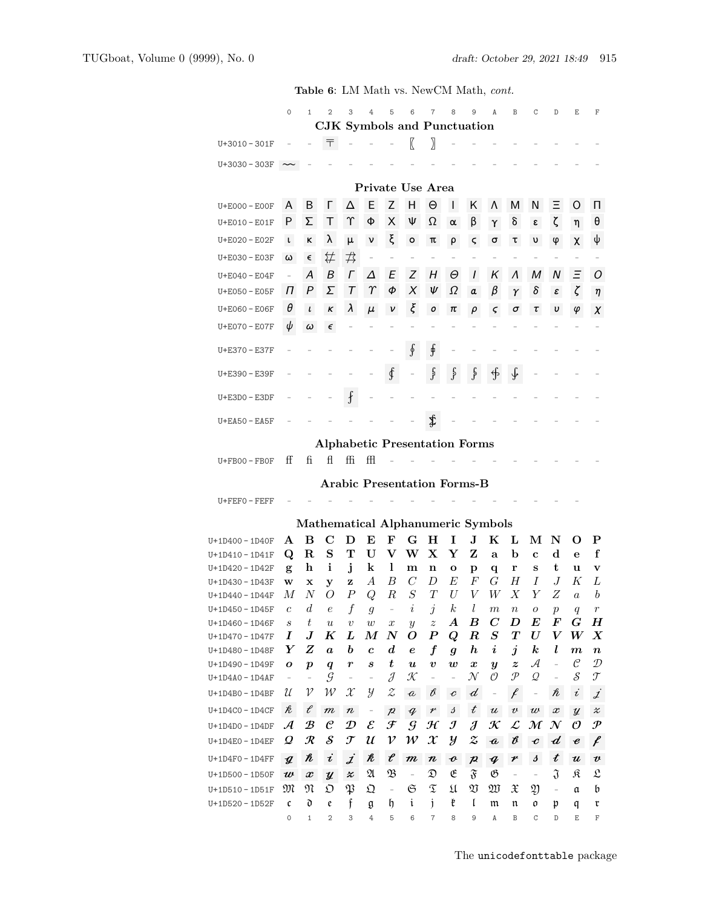**Table 6**: LM Math vs. NewCM Math, *cont.*

| | 0 | 1 | 2 | 3 | 4 | 5 | 6 | 7 | 8 | 9 | A | B | C | D | E | F |
|---|---|---|---|---|---|---|---|---|---|---|---|---|---|---|---|---|
| | | | | | | **CJK Symbols and Punctuation** | | | | | | | | | | |
| U+3010 – 301F | - | - | 〒 | - | - | - | 〚 | 〛 | - | - | - | - | - | - | - | - |
| U+3030 – 303F | 〰 | - | - | - | - | - | - | - | - | - | - | - | - | - | - | - |
| | | | | | | **Private Use Area** | | | | | | | | | | |
| U+E000 – E00F | Α | Β | Γ | Δ | Ε | Ζ | Η | Θ | Ι | Κ | Λ | Μ | Ν | Ξ | Ο | Π |
| U+E010 – E01F | Ρ | Σ | Τ | ϒ | Φ | Χ | Ψ | Ω | α | β | γ | δ | ε | ζ | η | θ |
| U+E020 – E02F | ι | κ | λ | μ | ν | ξ | ο | π | ρ | ς | σ | τ | υ | φ | χ | ψ |
| U+E030 – E03F | ω | ϵ | ⌿# | ⌿# | - | - | - | - | - | - | - | - | - | - | - | - |
| U+E040 – E04F | - | *Α* | *Β* | *Γ* | *Δ* | *Ε* | *Ζ* | *Η* | *Θ* | *Ι* | *Κ* | *Λ* | *Μ* | *Ν* | *Ξ* | *Ο* |
| U+E050 – E05F | *Π* | *Ρ* | *Σ* | *Τ* | *ϒ* | *Φ* | *Χ* | *Ψ* | *Ω* | *α* | *β* | *γ* | *δ* | *ε* | *ζ* | *η* |
| U+E060 – E06F | *θ* | *ι* | *κ* | *λ* | *μ* | *ν* | *ξ* | *ο* | *π* | *ρ* | *ς* | *σ* | *τ* | *υ* | *φ* | *χ* |
| U+E070 – E07F | *ψ* | *ω* | *ϵ* | - | - | - | - | - | - | - | - | - | - | - | - | - |
| U+E370 – E37F | - | - | - | - | - | - | ∮ | ∮ | - | - | - | - | - | - | - | - |
| U+E390 – E39F | - | - | - | - | - | ∱ | - | ⨍ | ⨍ | ⨍ | ⨍ | ⨍ | - | - | - | - |
| U+E3D0 – E3DF | - | - | - | ⨏ | - | - | - | - | - | - | - | - | - | - | - | - |
| U+EA50 – EA5F | - | - | - | - | - | - | - | ∱ | - | - | - | - | - | - | - | - |
| | | | | | | **Alphabetic Presentation Forms** | | | | | | | | | | |
| U+FB00 – FB0F | ﬀ | ﬁ | ﬂ | ﬃ | ﬄ | - | - | - | - | - | - | - | - | - | - | - |
| | | | | | | **Arabic Presentation Forms-B** | | | | | | | | | | |
| U+FEF0 – FEFF | - | - | - | - | - | - | - | - | - | - | - | - | - | - | - | - |
| | | | | | | **Mathematical Alphanumeric Symbols** | | | | | | | | | | |
| U+1D400 – 1D40F | 𝐀 | 𝐁 | 𝐂 | 𝐃 | 𝐄 | 𝐅 | 𝐆 | 𝐇 | 𝐈 | 𝐉 | 𝐊 | 𝐋 | 𝐌 | 𝐍 | 𝐎 | 𝐏 |
| U+1D410 – 1D41F | 𝐐 | 𝐑 | 𝐒 | 𝐓 | 𝐔 | 𝐕 | 𝐖 | 𝐗 | 𝐘 | 𝐙 | 𝐚 | 𝐛 | 𝐜 | 𝐝 | 𝐞 | 𝐟 |
| U+1D420 – 1D42F | 𝐠 | 𝐡 | 𝐢 | 𝐣 | 𝐤 | 𝐥 | 𝐦 | 𝐧 | 𝐨 | 𝐩 | 𝐪 | 𝐫 | 𝐬 | 𝐭 | 𝐮 | 𝐯 |
| U+1D430 – 1D43F | 𝐰 | 𝐱 | 𝐲 | 𝐳 | 𝐴 | 𝐵 | 𝐶 | 𝐷 | 𝐸 | 𝐹 | 𝐺 | 𝐻 | 𝐼 | 𝐽 | 𝐾 | 𝐿 |
| U+1D440 – 1D44F | 𝑀 | 𝑁 | 𝑂 | 𝑃 | 𝑄 | 𝑅 | 𝑆 | 𝑇 | 𝑈 | 𝑉 | 𝑊 | 𝑋 | 𝑌 | 𝑍 | 𝑎 | 𝑏 |
| U+1D450 – 1D45F | 𝑐 | 𝑑 | 𝑒 | 𝑓 | 𝑔 | - | 𝑖 | 𝑗 | 𝑘 | 𝑙 | 𝑚 | 𝑛 | 𝑜 | 𝑝 | 𝑞 | 𝑟 |
| U+1D460 – 1D46F | 𝑠 | 𝑡 | 𝑢 | 𝑣 | 𝑤 | 𝑥 | 𝑦 | 𝑧 | 𝑨 | 𝑩 | 𝑪 | 𝑫 | 𝑬 | 𝑭 | 𝑮 | 𝑯 |
| U+1D470 – 1D47F | 𝑰 | 𝑱 | 𝑲 | 𝑳 | 𝑴 | 𝑵 | 𝑶 | 𝑷 | 𝑸 | 𝑹 | 𝑺 | 𝑻 | 𝑼 | 𝑽 | 𝑾 | 𝑿 |
| U+1D480 – 1D48F | 𝒀 | 𝒁 | 𝒂 | 𝒃 | 𝒄 | 𝒅 | 𝒆 | 𝒇 | 𝒈 | 𝒉 | 𝒊 | 𝒋 | 𝒌 | 𝒍 | 𝒎 | 𝒏 |
| U+1D490 – 1D49F | 𝒐 | 𝒑 | 𝒒 | 𝒓 | 𝒔 | 𝒕 | 𝒖 | 𝒗 | 𝒘 | 𝒙 | 𝒚 | 𝒛 | 𝒜 | - | 𝒞 | 𝒟 |
| U+1D4A0 – 1D4AF | - | - | 𝒢 | - | - | 𝒥 | 𝒦 | - | - | 𝒩 | 𝒪 | 𝒫 | 𝒬 | - | 𝒮 | 𝒯 |
| U+1D4B0 – 1D4BF | 𝒰 | 𝒱 | 𝒲 | 𝒳 | 𝒴 | 𝒵 | 𝒶 | 𝒷 | 𝒸 | 𝒹 | - | 𝒻 | - | 𝒽 | 𝒾 | 𝒿 |
| U+1D4C0 – 1D4CF | 𝓀 | 𝓁 | 𝓂 | 𝓃 | - | 𝓅 | 𝓆 | 𝓇 | 𝓈 | 𝓉 | 𝓊 | 𝓋 | 𝓌 | 𝓍 | 𝓎 | 𝓏 |
| U+1D4D0 – 1D4DF | 𝓐 | 𝓑 | 𝓒 | 𝓓 | 𝓔 | 𝓕 | 𝓖 | 𝓗 | 𝓘 | 𝓙 | 𝓚 | 𝓛 | 𝓜 | 𝓝 | 𝓞 | 𝓟 |
| U+1D4E0 – 1D4EF | 𝓠 | 𝓡 | 𝓢 | 𝓣 | 𝓤 | 𝓥 | 𝓦 | 𝓧 | 𝓨 | 𝓩 | 𝓪 | 𝓫 | 𝓬 | 𝓭 | 𝓮 | 𝓯 |
| U+1D4F0 – 1D4FF | 𝓰 | 𝓱 | 𝓲 | 𝓳 | 𝓴 | 𝓵 | 𝓶 | 𝓷 | 𝓸 | 𝓹 | 𝓺 | 𝓻 | 𝓼 | 𝓽 | 𝓾 | 𝓿 |
| U+1D500 – 1D50F | 𝔀 | 𝔁 | 𝔂 | 𝔃 | 𝔄 | 𝔅 | - | 𝔇 | 𝔈 | 𝔉 | 𝔊 | - | - | 𝔍 | 𝔎 | 𝔏 |
| U+1D510 – 1D51F | 𝔐 | 𝔑 | 𝔒 | 𝔓 | 𝔔 | - | 𝔖 | 𝔗 | 𝔘 | 𝔙 | 𝔚 | 𝔛 | 𝔜 | - | 𝔞 | 𝔟 |
| U+1D520 – 1D52F | 𝔠 | 𝔡 | 𝔢 | 𝔣 | 𝔤 | 𝔥 | 𝔦 | 𝔧 | 𝔨 | 𝔩 | 𝔪 | 𝔫 | 𝔬 | 𝔭 | 𝔮 | 𝔯 |
| | 0 | 1 | 2 | 3 | 4 | 5 | 6 | 7 | 8 | 9 | A | B | C | D | E | F |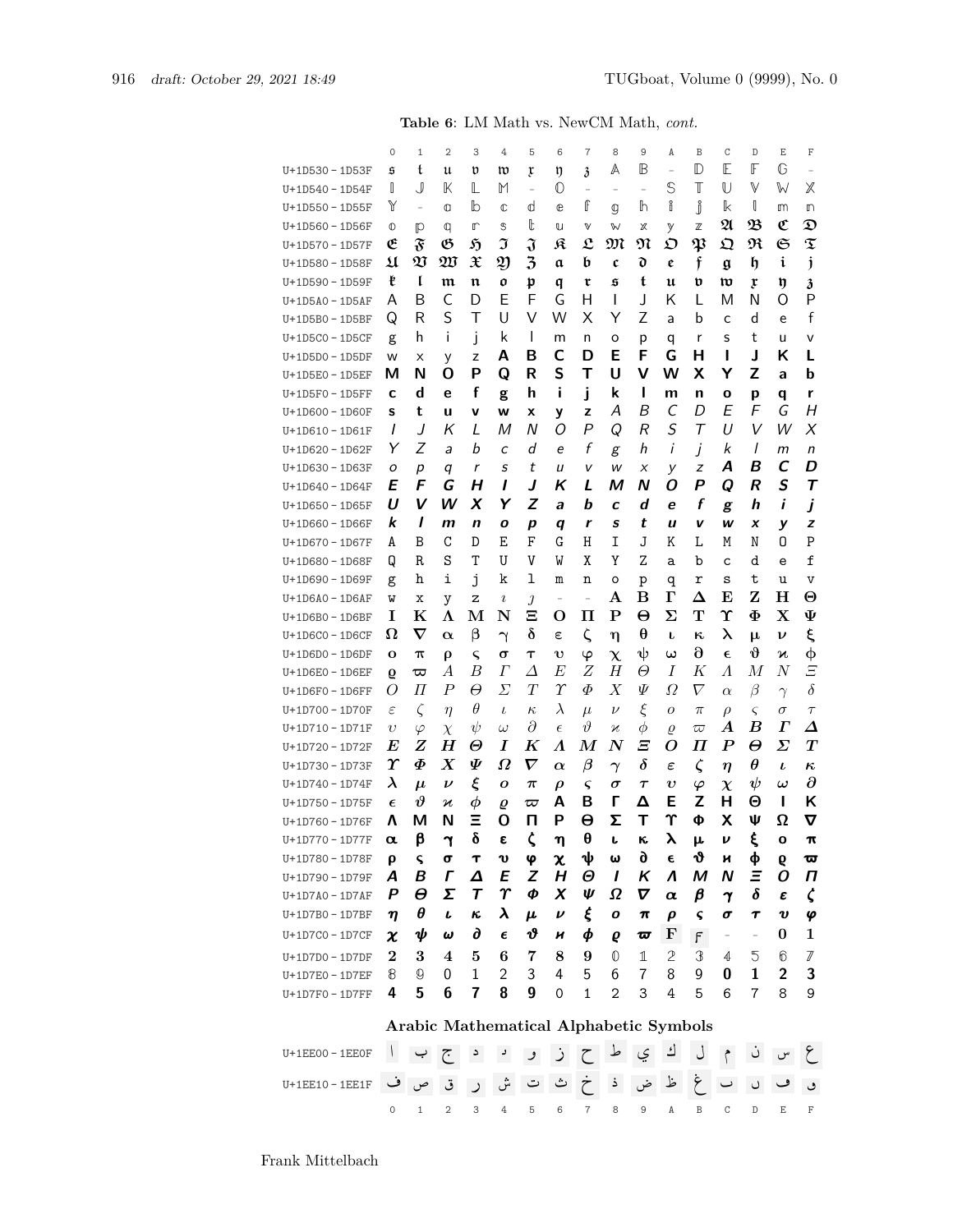**Table 6**: LM Math vs. NewCM Math, *cont.*

| | 0 | 1 | 2 | 3 | 4 | 5 | 6 | 7 | 8 | 9 | A | B | C | D | E | F |
|---|---|---|---|---|---|---|---|---|---|---|---|---|---|---|---|---|
| U+1D530 – 1D53F | 𝔰 | 𝔱 | 𝔲 | 𝔳 | 𝔴 | 𝔵 | 𝔶 | 𝔷 | 𝔸 | 𝔹 | – | 𝔻 | 𝔼 | 𝔽 | 𝔾 | – |
| U+1D540 – 1D54F | 𝕀 | 𝕁 | 𝕂 | 𝕃 | 𝕄 | – | 𝕆 | – | – | – | 𝕊 | 𝕋 | 𝕌 | 𝕍 | 𝕎 | 𝕏 |
| U+1D550 – 1D55F | 𝕐 | – | 𝕒 | 𝕓 | 𝕔 | 𝕕 | 𝕖 | 𝕗 | 𝕘 | 𝕙 | 𝕚 | 𝕛 | 𝕜 | 𝕝 | 𝕞 | 𝕟 |
| U+1D560 – 1D56F | 𝕠 | 𝕡 | 𝕢 | 𝕣 | 𝕤 | 𝕥 | 𝕦 | 𝕧 | 𝕨 | 𝕩 | 𝕪 | 𝕫 | 𝕬 | 𝕭 | 𝕮 | 𝕯 |
| U+1D570 – 1D57F | 𝕰 | 𝕱 | 𝕲 | 𝕳 | 𝕴 | 𝕵 | 𝕶 | 𝕷 | 𝕸 | 𝕹 | 𝕺 | 𝕻 | 𝕼 | 𝕽 | 𝕾 | 𝕿 |
| U+1D580 – 1D58F | 𝖀 | 𝖁 | 𝖂 | 𝖃 | 𝖄 | 𝖅 | 𝖆 | 𝖇 | 𝖈 | 𝖉 | 𝖊 | 𝖋 | 𝖌 | 𝖍 | 𝖎 | 𝖏 |
| U+1D590 – 1D59F | 𝖐 | 𝖑 | 𝖒 | 𝖓 | 𝖔 | 𝖕 | 𝖖 | 𝖗 | 𝖘 | 𝖙 | 𝖚 | 𝖛 | 𝖜 | 𝖝 | 𝖞 | 𝖟 |
| U+1D5A0 – 1D5AF | 𝖠 | 𝖡 | 𝖢 | 𝖣 | 𝖤 | 𝖥 | 𝖦 | 𝖧 | 𝖨 | 𝖩 | 𝖪 | 𝖫 | 𝖬 | 𝖭 | 𝖮 | 𝖯 |
| U+1D5B0 – 1D5BF | 𝖰 | 𝖱 | 𝖲 | 𝖳 | 𝖴 | 𝖵 | 𝖶 | 𝖷 | 𝖸 | 𝖹 | 𝖺 | 𝖻 | 𝖼 | 𝖽 | 𝖾 | 𝖿 |
| U+1D5C0 – 1D5CF | 𝗀 | 𝗁 | 𝗂 | 𝗃 | 𝗄 | 𝗅 | 𝗆 | 𝗇 | 𝗈 | 𝗉 | 𝗊 | 𝗋 | 𝗌 | 𝗍 | 𝗎 | 𝗏 |
| U+1D5D0 – 1D5DF | 𝗐 | 𝗑 | 𝗒 | 𝗓 | 𝗔 | 𝗕 | 𝗖 | 𝗗 | 𝗘 | 𝗙 | 𝗚 | 𝗛 | 𝗜 | 𝗝 | 𝗞 | 𝗟 |
| U+1D5E0 – 1D5EF | 𝗠 | 𝗡 | 𝗢 | 𝗣 | 𝗤 | 𝗥 | 𝗦 | 𝗧 | 𝗨 | 𝗩 | 𝗪 | 𝗫 | 𝗬 | 𝗭 | 𝗮 | 𝗯 |
| U+1D5F0 – 1D5FF | 𝗰 | 𝗱 | 𝗲 | 𝗳 | 𝗴 | 𝗵 | 𝗶 | 𝗷 | 𝗸 | 𝗹 | 𝗺 | 𝗻 | 𝗼 | 𝗽 | 𝗾 | 𝗿 |
| U+1D600 – 1D60F | 𝘀 | 𝘁 | 𝘂 | 𝘃 | 𝘄 | 𝘅 | 𝘆 | 𝘇 | 𝘈 | 𝘉 | 𝘊 | 𝘋 | 𝘌 | 𝘍 | 𝘎 | 𝘏 |
| U+1D610 – 1D61F | 𝘐 | 𝘑 | 𝘒 | 𝘓 | 𝘔 | 𝘕 | 𝘖 | 𝘗 | 𝘘 | 𝘙 | 𝘚 | 𝘛 | 𝘜 | 𝘝 | 𝘞 | 𝘟 |
| U+1D620 – 1D62F | 𝘠 | 𝘡 | 𝘢 | 𝘣 | 𝘤 | 𝘥 | 𝘦 | 𝘧 | 𝘨 | 𝘩 | 𝘪 | 𝘫 | 𝘬 | 𝘭 | 𝘮 | 𝘯 |
| U+1D630 – 1D63F | 𝘰 | 𝘱 | 𝘲 | 𝘳 | 𝘴 | 𝘵 | 𝘶 | 𝘷 | 𝘸 | 𝘹 | 𝘺 | 𝘻 | 𝘼 | 𝘽 | 𝘾 | 𝘿 |
| U+1D640 – 1D64F | 𝙀 | 𝙁 | 𝙂 | 𝙃 | 𝙄 | 𝙅 | 𝙆 | 𝙇 | 𝙈 | 𝙉 | 𝙊 | 𝙋 | 𝙌 | 𝙍 | 𝙎 | 𝙏 |
| U+1D650 – 1D65F | 𝙐 | 𝙑 | 𝙒 | 𝙓 | 𝙔 | 𝙕 | 𝙖 | 𝙗 | 𝙘 | 𝙙 | 𝙚 | 𝙛 | 𝙜 | 𝙝 | 𝙞 | 𝙟 |
| U+1D660 – 1D66F | 𝙠 | 𝙡 | 𝙢 | 𝙣 | 𝙤 | 𝙥 | 𝙦 | 𝙧 | 𝙨 | 𝙩 | 𝙪 | 𝙫 | 𝙬 | 𝙭 | 𝙮 | 𝙯 |
| U+1D670 – 1D67F | 𝙰 | 𝙱 | 𝙲 | 𝙳 | 𝙴 | 𝙵 | 𝙶 | 𝙷 | 𝙸 | 𝙹 | 𝙺 | 𝙻 | 𝙼 | 𝙽 | 𝙾 | 𝙿 |
| U+1D680 – 1D68F | 𝚀 | 𝚁 | 𝚂 | 𝚃 | 𝚄 | 𝚅 | 𝚆 | 𝚇 | 𝚈 | 𝚉 | 𝚊 | 𝚋 | 𝚌 | 𝚍 | 𝚎 | 𝚏 |
| U+1D690 – 1D69F | 𝚐 | 𝚑 | 𝚒 | 𝚓 | 𝚔 | 𝚕 | 𝚖 | 𝚗 | 𝚘 | 𝚙 | 𝚚 | 𝚛 | 𝚜 | 𝚝 | 𝚞 | 𝚟 |
| U+1D6A0 – 1D6AF | 𝚠 | 𝚡 | 𝚢 | 𝚣 | 𝚤 | 𝚥 | – | – | 𝚨 | 𝚩 | 𝚪 | 𝚫 | 𝚬 | 𝚭 | 𝚮 | 𝚯 |
| U+1D6B0 – 1D6BF | 𝚰 | 𝚱 | 𝚲 | 𝚳 | 𝚴 | 𝚵 | 𝚶 | 𝚷 | 𝚸 | 𝚹 | 𝚺 | 𝚻 | 𝚼 | 𝚽 | 𝚾 | 𝚿 |
| U+1D6C0 – 1D6CF | 𝛀 | 𝛁 | 𝛂 | 𝛃 | 𝛄 | 𝛅 | 𝛆 | 𝛇 | 𝛈 | 𝛉 | 𝛊 | 𝛋 | 𝛌 | 𝛍 | 𝛎 | 𝛏 |
| U+1D6D0 – 1D6DF | 𝛐 | 𝛑 | 𝛒 | 𝛓 | 𝛔 | 𝛕 | 𝛖 | 𝛗 | 𝛘 | 𝛙 | 𝛚 | 𝛛 | 𝛜 | 𝛝 | 𝛞 | 𝛟 |
| U+1D6E0 – 1D6EF | 𝛠 | 𝛡 | 𝛢 | 𝛣 | 𝛤 | 𝛥 | 𝛦 | 𝛧 | 𝛨 | 𝛩 | 𝛪 | 𝛫 | 𝛬 | 𝛭 | 𝛮 | 𝛯 |
| U+1D6F0 – 1D6FF | 𝛰 | 𝛱 | 𝛲 | 𝛳 | 𝛴 | 𝛵 | 𝛶 | 𝛷 | 𝛸 | 𝛹 | 𝛺 | 𝛻 | 𝛼 | 𝛽 | 𝛾 | 𝛿 |
| U+1D700 – 1D70F | 𝜀 | 𝜁 | 𝜂 | 𝜃 | 𝜄 | 𝜅 | 𝜆 | 𝜇 | 𝜈 | 𝜉 | 𝜊 | 𝜋 | 𝜌 | 𝜍 | 𝜎 | 𝜏 |
| U+1D710 – 1D71F | 𝜐 | 𝜑 | 𝜒 | 𝜓 | 𝜔 | 𝜕 | 𝜖 | 𝜗 | 𝜘 | 𝜙 | 𝜚 | 𝜛 | 𝜜 | 𝜝 | 𝜞 | 𝜟 |
| U+1D720 – 1D72F | 𝜠 | 𝜡 | 𝜢 | 𝜣 | 𝜤 | 𝜥 | 𝜦 | 𝜧 | 𝜨 | 𝜩 | 𝜪 | 𝜫 | 𝜬 | 𝜭 | 𝜮 | 𝜯 |
| U+1D730 – 1D73F | 𝜰 | 𝜱 | 𝜲 | 𝜳 | 𝜴 | 𝜵 | 𝜶 | 𝜷 | 𝜸 | 𝜹 | 𝜺 | 𝜻 | 𝜼 | 𝜽 | 𝜾 | 𝜿 |
| U+1D740 – 1D74F | 𝝀 | 𝝁 | 𝝂 | 𝝃 | 𝝄 | 𝝅 | 𝝆 | 𝝇 | 𝝈 | 𝝉 | 𝝊 | 𝝋 | 𝝌 | 𝝍 | 𝝎 | 𝝏 |
| U+1D750 – 1D75F | 𝝐 | 𝝑 | 𝝒 | 𝝓 | 𝝔 | 𝝕 | 𝝖 | 𝝗 | 𝝘 | 𝝙 | 𝝚 | 𝝛 | 𝝜 | 𝝝 | 𝝞 | 𝝟 |
| U+1D760 – 1D76F | 𝝠 | 𝝡 | 𝝢 | 𝝣 | 𝝤 | 𝝥 | 𝝦 | 𝝧 | 𝝨 | 𝝩 | 𝝪 | 𝝫 | 𝝬 | 𝝭 | 𝝮 | 𝝯 |
| U+1D770 – 1D77F | 𝝰 | 𝝱 | 𝝲 | 𝝳 | 𝝴 | 𝝵 | 𝝶 | 𝝷 | 𝝸 | 𝝹 | 𝝺 | 𝝻 | 𝝼 | 𝝽 | 𝝾 | 𝝿 |
| U+1D780 – 1D78F | 𝞀 | 𝞁 | 𝞂 | 𝞃 | 𝞄 | 𝞅 | 𝞆 | 𝞇 | 𝞈 | 𝞉 | 𝞊 | 𝞋 | 𝞌 | 𝞍 | 𝞎 | 𝞏 |
| U+1D790 – 1D79F | 𝞐 | 𝞑 | 𝞒 | 𝞓 | 𝞔 | 𝞕 | 𝞖 | 𝞗 | 𝞘 | 𝞙 | 𝞚 | 𝞛 | 𝞜 | 𝞝 | 𝞞 | 𝞟 |
| U+1D7A0 – 1D7AF | 𝞠 | 𝞡 | 𝞢 | 𝞣 | 𝞤 | 𝞥 | 𝞦 | 𝞧 | 𝞨 | 𝞩 | 𝞪 | 𝞫 | 𝞬 | 𝞭 | 𝞮 | 𝞯 |
| U+1D7B0 – 1D7BF | 𝞰 | 𝞱 | 𝞲 | 𝞳 | 𝞴 | 𝞵 | 𝞶 | 𝞷 | 𝞸 | 𝞹 | 𝞺 | 𝞻 | 𝞼 | 𝞽 | 𝞾 | 𝞿 |
| U+1D7C0 – 1D7CF | 𝟀 | 𝟁 | 𝟂 | 𝟃 | 𝟄 | 𝟅 | 𝟆 | 𝟇 | 𝟈 | 𝟉 | 𝟊 | 𝟋 | – | – | 𝟎 | 𝟏 |
| U+1D7D0 – 1D7DF | 𝟐 | 𝟑 | 𝟒 | 𝟓 | 𝟔 | 𝟕 | 𝟖 | 𝟗 | 𝟘 | 𝟙 | 𝟚 | 𝟛 | 𝟜 | 𝟝 | 𝟞 | 𝟟 |
| U+1D7E0 – 1D7EF | 𝟠 | 𝟡 | 𝟢 | 𝟣 | 𝟤 | 𝟥 | 𝟦 | 𝟧 | 𝟨 | 𝟩 | 𝟪 | 𝟫 | 𝟬 | 𝟭 | 𝟮 | 𝟯 |
| U+1D7F0 – 1D7FF | 𝟰 | 𝟱 | 𝟲 | 𝟳 | 𝟴 | 𝟵 | 𝟶 | 𝟷 | 𝟸 | 𝟹 | 𝟺 | 𝟻 | 𝟼 | 𝟽 | 𝟾 | 𝟿 |

**Arabic Mathematical Alphabetic Symbols**

| | 0 | 1 | 2 | 3 | 4 | 5 | 6 | 7 | 8 | 9 | A | B | C | D | E | F |
|---|---|---|---|---|---|---|---|---|---|---|---|---|---|---|---|---|
| U+1EE00 – 1EE0F | ا | ب | ج | د | د | و | ز | ح | ط | ي | ك | ل | م | ن | س | ع |
| U+1EE10 – 1EE1F | ف | ص | ق | ر | ش | ت | ث | خ | ذ | ض | ظ | غ | ٮ | ں | ڡ | ٯ |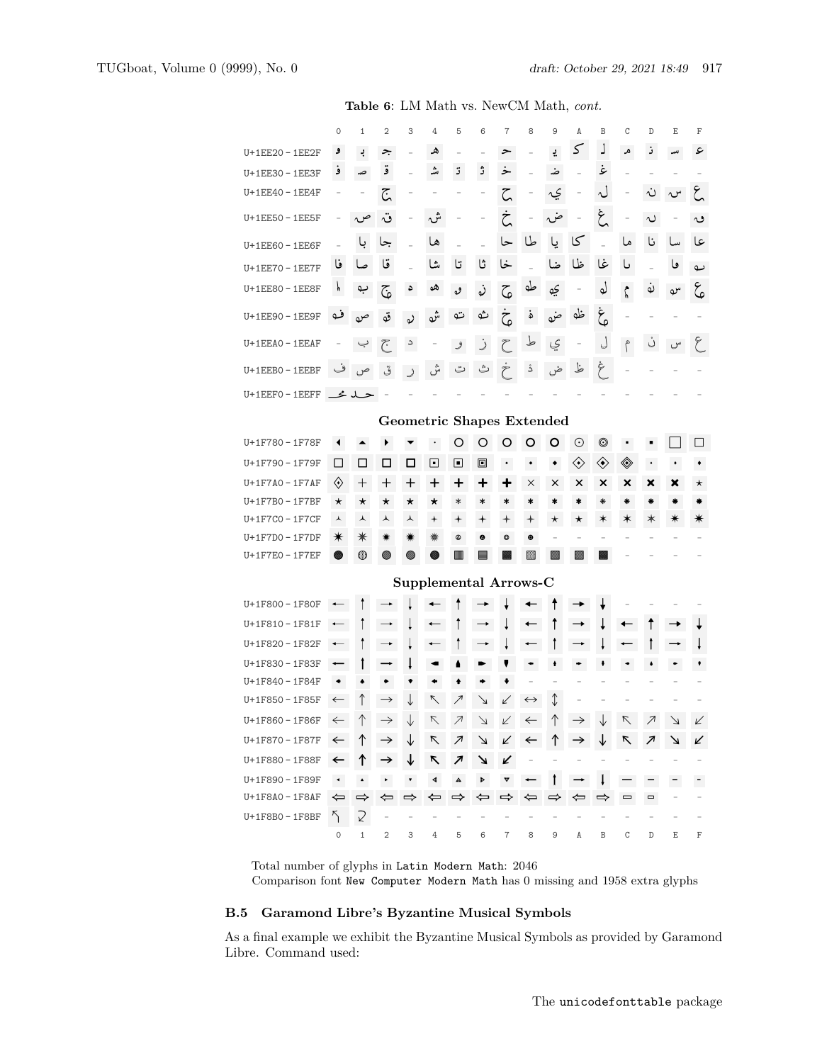**Table 6**: LM Math vs. NewCM Math, *cont.*

| | 0 | 1 | 2 | 3 | 4 | 5 | 6 | 7 | 8 | 9 | A | B | C | D | E | F |
|---|---|---|---|---|---|---|---|---|---|---|---|---|---|---|---|---|
| U+1EE20 – 1EE2F | ﻭ | ﺑ | ﺟ | – | ﻫ | – | – | ﺣ | – | ﻳ | ﻛ | ﻟ | ﻣ | ﻧ | ﺳ | ﻋ |
| U+1EE30 – 1EE3F | ﻓ | ﺻ | ﻗ | – | ﺷ | ﺗ | ﺛ | ﺧ | – | ﺿ | – | ﻏ | – | – | – | – |
| U+1EE40 – 1EE4F | – | – | ج | – | – | – | – | ح | – | ي | – | ل | – | ن | س | ع |
| U+1EE50 – 1EE5F | – | ص | ق | – | ش | – | – | خ | – | ض | – | غ | – | ں | – | ٯ |
| U+1EE60 – 1EE6F | – | ﺒ | ﺠ | – | ﻬ | – | – | ﺤ | ﻄ | ﻴ | ﻜ | – | ﻤ | ﻨ | ﺴ | ﻌ |
| U+1EE70 – 1EE7F | ﻔ | ﺼ | ﻘ | – | ﺸ | ﺘ | ﺜ | ﺨ | – | ﻀ | ﻈ | ﻐ | ٮ | – | ڡ | ٯ |
| U+1EE80 – 1EE8F | ا | ب | ج | د | ه | و | ز | ح | ط | ي | – | ل | م | ن | س | ع |
| U+1EE90 – 1EE9F | ف | ص | ق | ر | ش | ت | ث | خ | ذ | ض | ظ | غ | – | – | – | – |
| U+1EEA0 – 1EEAF | – | ب | ج | د | – | و | ز | ح | ط | ي | – | ل | م | ن | س | ع |
| U+1EEB0 – 1EEBF | ف | ص | ق | ر | ش | ت | ث | خ | ذ | ض | ظ | غ | – | – | – | – |
| U+1EEF0 – 1EEFF | ـحـ | ـمـ | – | – | – | – | – | – | – | – | – | – | – | – | – | – |

**Geometric Shapes Extended**

| | 0 | 1 | 2 | 3 | 4 | 5 | 6 | 7 | 8 | 9 | A | B | C | D | E | F |
|---|---|---|---|---|---|---|---|---|---|---|---|---|---|---|---|---|
| U+1F780 – 1F78F | 🞀 | 🞁 | 🞂 | 🞃 | 🞄 | 🞅 | 🞆 | 🞇 | 🞈 | 🞉 | 🞊 | 🞋 | 🞌 | 🞍 | 🞎 | 🞏 |
| U+1F790 – 1F79F | 🞐 | 🞑 | 🞒 | 🞓 | 🞔 | 🞕 | 🞖 | 🞗 | 🞘 | 🞙 | 🞚 | 🞛 | 🞜 | 🞝 | 🞞 | 🞟 |
| U+1F7A0 – 1F7AF | 🞠 | 🞡 | 🞢 | 🞣 | 🞤 | 🞥 | 🞦 | 🞧 | 🞨 | 🞩 | 🞪 | 🞫 | 🞬 | 🞭 | 🞮 | 🞯 |
| U+1F7B0 – 1F7BF | 🞰 | 🞱 | 🞲 | 🞳 | 🞴 | 🞵 | 🞶 | 🞷 | 🞸 | 🞹 | 🞺 | 🞻 | 🞼 | 🞽 | 🞾 | 🞿 |
| U+1F7C0 – 1F7CF | 🟀 | 🟁 | 🟂 | 🟃 | 🟄 | 🟅 | 🟆 | 🟇 | 🟈 | 🟉 | 🟊 | 🟋 | 🟌 | 🟍 | 🟎 | 🟏 |
| U+1F7D0 – 1F7DF | 🟐 | 🟑 | 🟒 | 🟓 | 🟔 | 🟕 | 🟖 | 🟗 | 🟘 | – | – | – | – | – | – | – |
| U+1F7E0 – 1F7EF | 🟠 | 🟡 | 🟢 | 🟣 | 🟤 | 🟥 | 🟦 | 🟧 | 🟨 | 🟩 | 🟪 | 🟫 | – | – | – | – |

**Supplemental Arrows-C**

| | 0 | 1 | 2 | 3 | 4 | 5 | 6 | 7 | 8 | 9 | A | B | C | D | E | F |
|---|---|---|---|---|---|---|---|---|---|---|---|---|---|---|---|---|
| U+1F800 – 1F80F | 🠀 | 🠁 | 🠂 | 🠃 | 🠄 | 🠅 | 🠆 | 🠇 | 🠈 | 🠉 | 🠊 | 🠋 | – | – | – | – |
| U+1F810 – 1F81F | 🠐 | 🠑 | 🠒 | 🠓 | 🠔 | 🠕 | 🠖 | 🠗 | 🠘 | 🠙 | 🠚 | 🠛 | 🠜 | 🠝 | 🠞 | 🠟 |
| U+1F820 – 1F82F | 🠠 | 🠡 | 🠢 | 🠣 | 🠤 | 🠥 | 🠦 | 🠧 | 🠨 | 🠩 | 🠪 | 🠫 | 🠬 | 🠭 | 🠮 | 🠯 |
| U+1F830 – 1F83F | 🠰 | 🠱 | 🠲 | 🠳 | 🠴 | 🠵 | 🠶 | 🠷 | 🠸 | 🠹 | 🠺 | 🠻 | 🠼 | 🠽 | 🠾 | 🠿 |
| U+1F840 – 1F84F | 🡀 | 🡁 | 🡂 | 🡃 | 🡄 | 🡅 | 🡆 | 🡇 | – | – | – | – | – | – | – | – |
| U+1F850 – 1F85F | 🡐 | 🡑 | 🡒 | 🡓 | 🡔 | 🡕 | 🡖 | 🡗 | 🡘 | 🡙 | – | – | – | – | – | – |
| U+1F860 – 1F86F | 🡠 | 🡡 | 🡢 | 🡣 | 🡤 | 🡥 | 🡦 | 🡧 | 🡨 | 🡩 | 🡪 | 🡫 | 🡬 | 🡭 | 🡮 | 🡯 |
| U+1F870 – 1F87F | 🡰 | 🡱 | 🡲 | 🡳 | 🡴 | 🡵 | 🡶 | 🡷 | 🡸 | 🡹 | 🡺 | 🡻 | 🡼 | 🡽 | 🡾 | 🡿 |
| U+1F880 – 1F88F | 🢀 | 🢁 | 🢂 | 🢃 | 🢄 | 🢅 | 🢆 | 🢇 | – | – | – | – | – | – | – | – |
| U+1F890 – 1F89F | 🢐 | 🢑 | 🢒 | 🢓 | 🢔 | 🢕 | 🢖 | 🢗 | 🢘 | 🢙 | 🢚 | 🢛 | 🢜 | 🢝 | 🢞 | 🢟 |
| U+1F8A0 – 1F8AF | 🢠 | 🢡 | 🢢 | 🢣 | 🢤 | 🢥 | 🢦 | 🢧 | 🢨 | 🢩 | 🢪 | 🢫 | 🢬 | 🢭 | – | – |
| U+1F8B0 – 1F8BF | 🢰 | 🢱 | – | – | – | – | – | – | – | – | – | – | – | – | – | – |

Total number of glyphs in `Latin Modern Math`: 2046
Comparison font `New Computer Modern Math` has 0 missing and 1958 extra glyphs

### B.5 Garamond Libre's Byzantine Musical Symbols

As a final example we exhibit the Byzantine Musical Symbols as provided by Garamond Libre. Command used: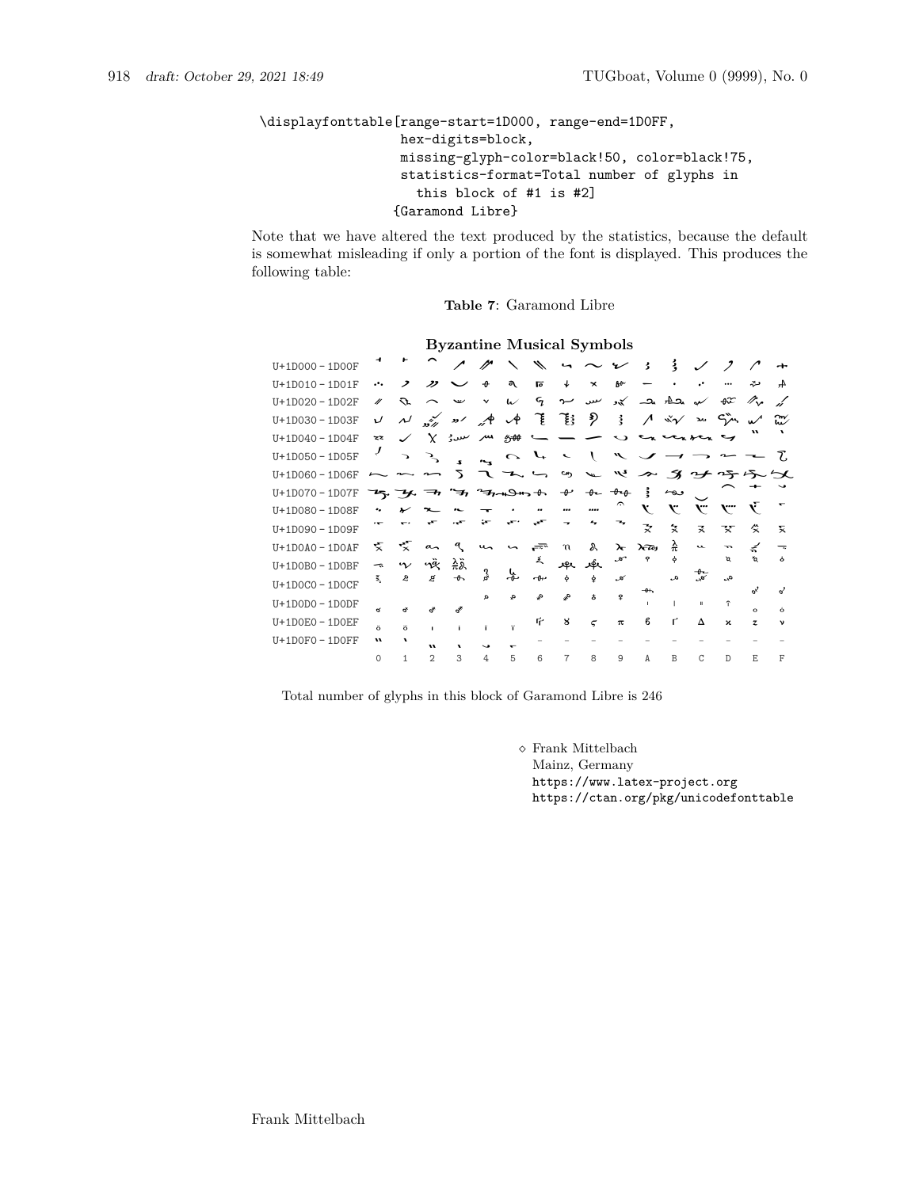```
\displayfonttable[range-start=1D000, range-end=1D0FF,
                  hex-digits=block,
                  missing-glyph-color=black!50, color=black!75,
                  statistics-format=Total number of glyphs in
                    this block of #1 is #2]
                 {Garamond Libre}
```

Note that we have altered the text produced by the statistics, because the default is somewhat misleading if only a portion of the font is displayed. This produces the following table:

**Table 7**: Garamond Libre

**Byzantine Musical Symbols**

U+1D000 – 1D00F
U+1D010 – 1D01F
U+1D020 – 1D02F
U+1D030 – 1D03F
U+1D040 – 1D04F
U+1D050 – 1D05F
U+1D060 – 1D06F
U+1D070 – 1D07F
U+1D080 – 1D08F
U+1D090 – 1D09F
U+1D0A0 – 1D0AF
U+1D0B0 – 1D0BF
U+1D0C0 – 1D0CF
U+1D0D0 – 1D0DF
U+1D0E0 – 1D0EF
U+1D0F0 – 1D0FF

0 1 2 3 4 5 6 7 8 9 A B C D E F

Total number of glyphs in this block of Garamond Libre is 246

◇ Frank Mittelbach
Mainz, Germany
https://www.latex-project.org
https://ctan.org/pkg/unicodefonttable